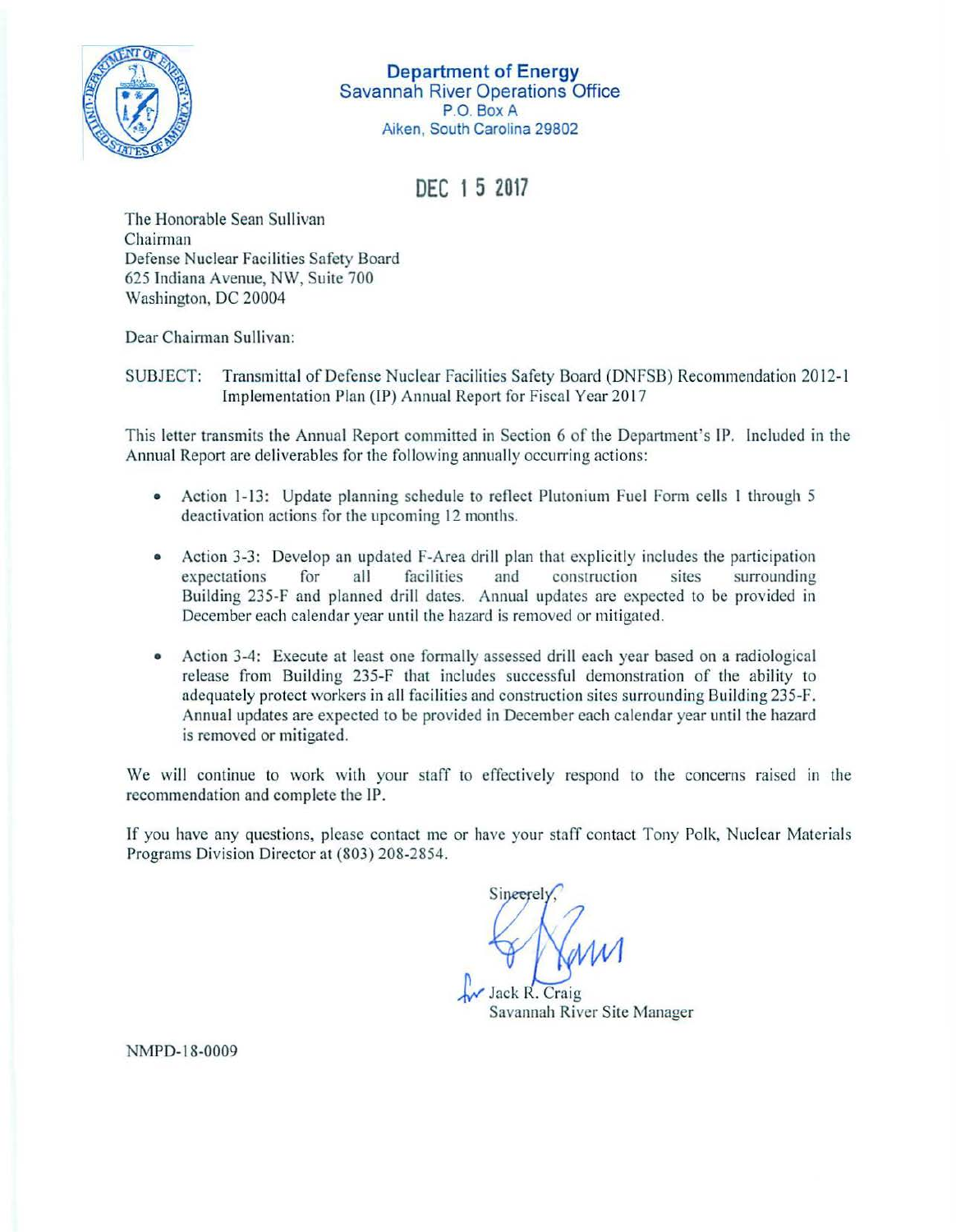**Department of Energy**
Savannah River Operations Office
P.O. Box A
Aiken, South Carolina 29802

DEC 15 2017

The Honorable Sean Sullivan
Chairman
Defense Nuclear Facilities Safety Board
625 Indiana Avenue, NW, Suite 700
Washington, DC 20004

Dear Chairman Sullivan:

SUBJECT: Transmittal of Defense Nuclear Facilities Safety Board (DNFSB) Recommendation 2012-1 Implementation Plan (IP) Annual Report for Fiscal Year 2017

This letter transmits the Annual Report committed in Section 6 of the Department's IP. Included in the Annual Report are deliverables for the following annually occurring actions:

- Action 1-13: Update planning schedule to reflect Plutonium Fuel Form cells 1 through 5 deactivation actions for the upcoming 12 months.
- Action 3-3: Develop an updated F-Area drill plan that explicitly includes the participation expectations for all facilities and construction sites surrounding Building 235-F and planned drill dates. Annual updates are expected to be provided in December each calendar year until the hazard is removed or mitigated.
- Action 3-4: Execute at least one formally assessed drill each year based on a radiological release from Building 235-F that includes successful demonstration of the ability to adequately protect workers in all facilities and construction sites surrounding Building 235-F. Annual updates are expected to be provided in December each calendar year until the hazard is removed or mitigated.

We will continue to work with your staff to effectively respond to the concerns raised in the recommendation and complete the IP.

If you have any questions, please contact me or have your staff contact Tony Polk, Nuclear Materials Programs Division Director at (803) 208-2854.

Sincerely,

for Jack R. Craig
Savannah River Site Manager

NMPD-18-0009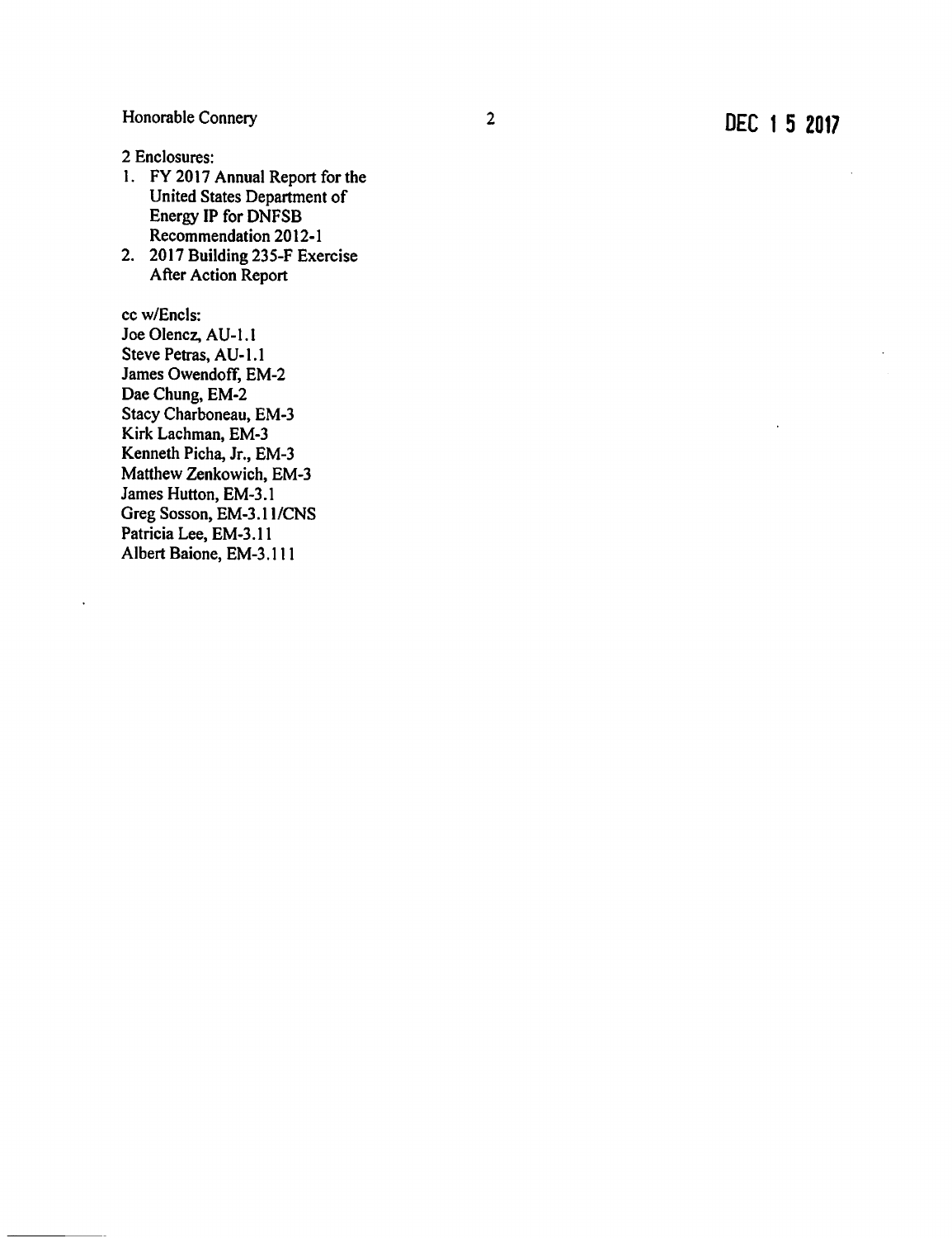2 Enclosures:

1. FY 2017 Annual Report for the United States Department of Energy IP for DNFSB Recommendation 2012-1
2. 2017 Building 235-F Exercise After Action Report

cc w/Encls:
Joe Olencz, AU-1.1
Steve Petras, AU-1.1
James Owendoff, EM-2
Dae Chung, EM-2
Stacy Charboneau, EM-3
Kirk Lachman, EM-3
Kenneth Picha, Jr., EM-3
Matthew Zenkowich, EM-3
James Hutton, EM-3.1
Greg Sosson, EM-3.11/CNS
Patricia Lee, EM-3.11
Albert Baione, EM-3.111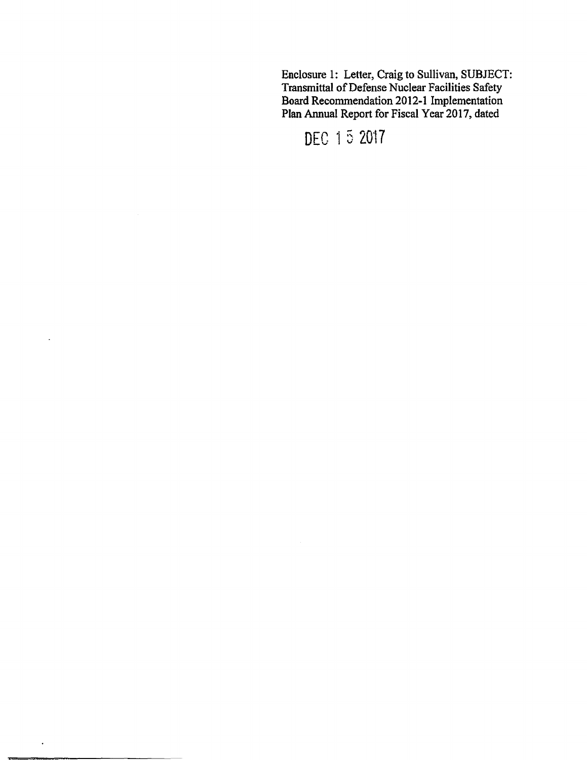Enclosure 1: Letter, Craig to Sullivan, SUBJECT: Transmittal of Defense Nuclear Facilities Safety Board Recommendation 2012-1 Implementation Plan Annual Report for Fiscal Year 2017, dated

DEC 15 2017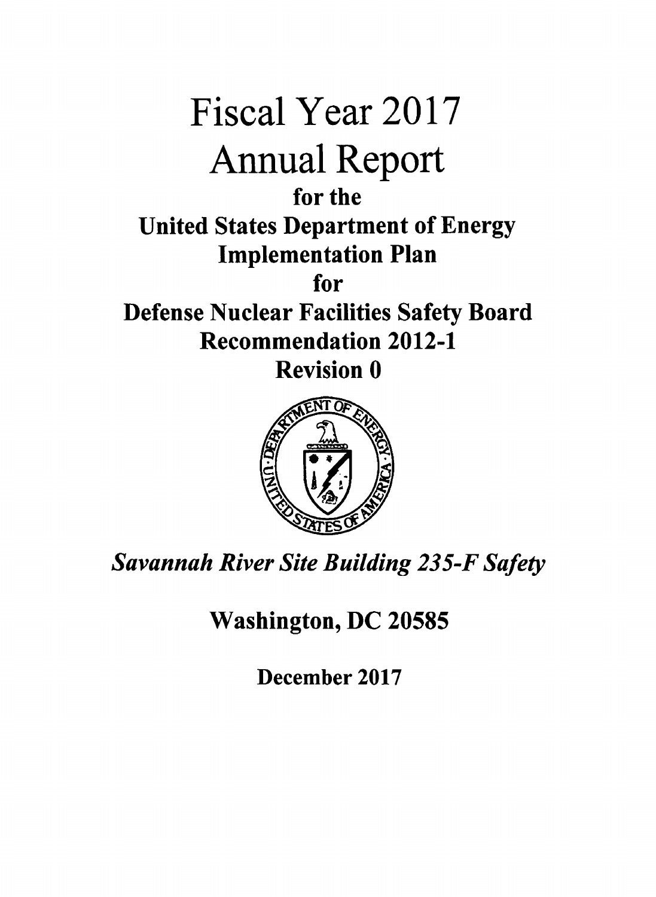# Fiscal Year 2017 Annual Report

**for the**

**United States Department of Energy Implementation Plan**

**for**

**Defense Nuclear Facilities Safety Board Recommendation 2012-1**

**Revision 0**

***Savannah River Site Building 235-F Safety***

**Washington, DC 20585**

**December 2017**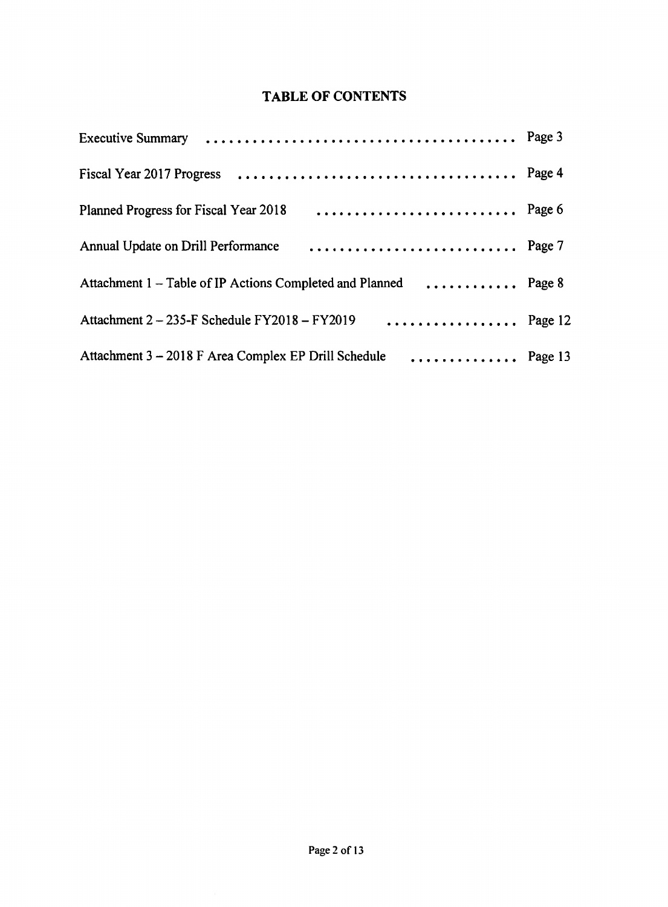# TABLE OF CONTENTS

| | |
|---|---|
| Executive Summary | Page 3 |
| Fiscal Year 2017 Progress | Page 4 |
| Planned Progress for Fiscal Year 2018 | Page 6 |
| Annual Update on Drill Performance | Page 7 |
| Attachment 1 – Table of IP Actions Completed and Planned | Page 8 |
| Attachment 2 – 235-F Schedule FY2018 – FY2019 | Page 12 |
| Attachment 3 – 2018 F Area Complex EP Drill Schedule | Page 13 |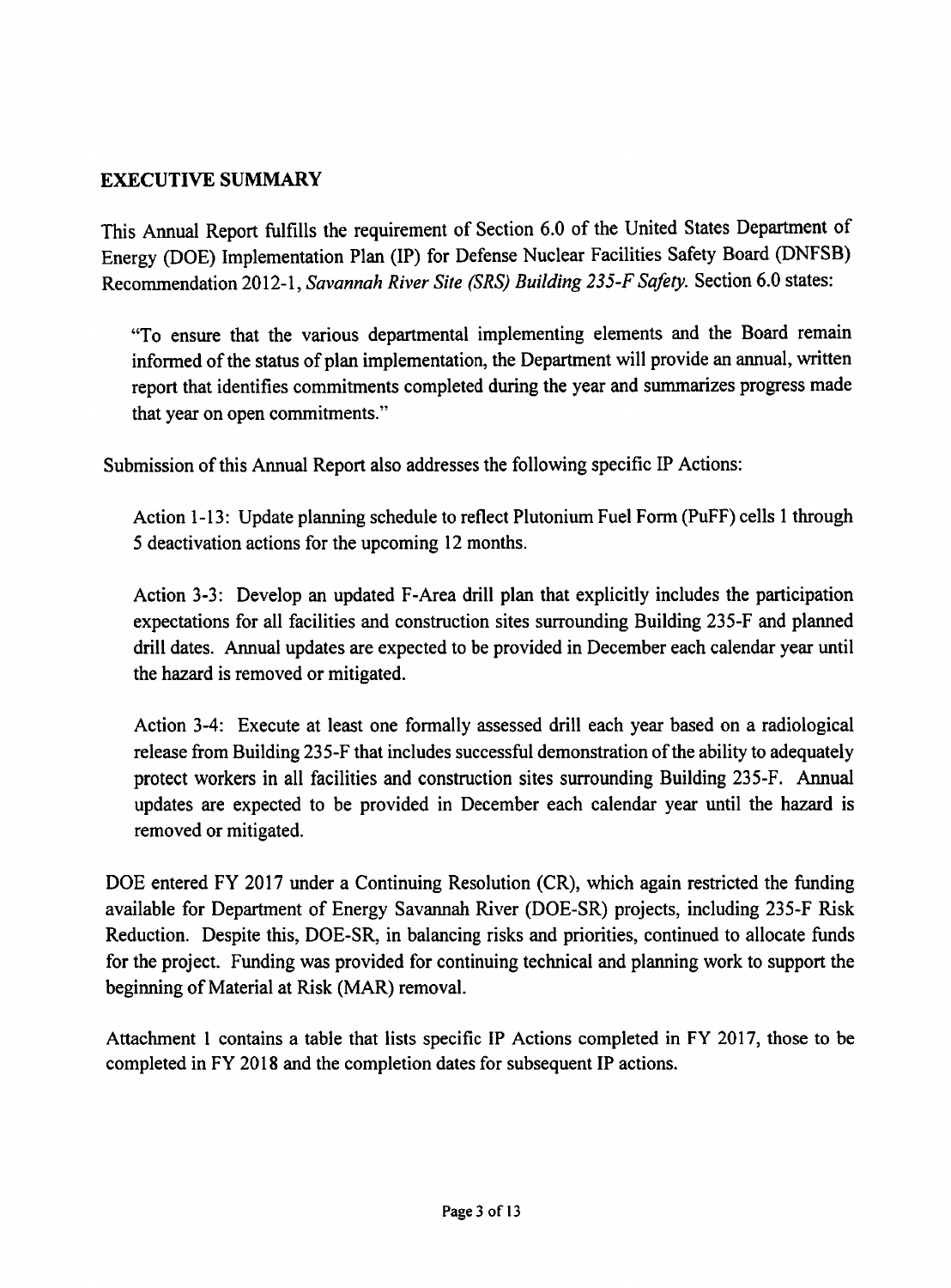## EXECUTIVE SUMMARY

This Annual Report fulfills the requirement of Section 6.0 of the United States Department of Energy (DOE) Implementation Plan (IP) for Defense Nuclear Facilities Safety Board (DNFSB) Recommendation 2012-1, *Savannah River Site (SRS) Building 235-F Safety*. Section 6.0 states:

> "To ensure that the various departmental implementing elements and the Board remain informed of the status of plan implementation, the Department will provide an annual, written report that identifies commitments completed during the year and summarizes progress made that year on open commitments."

Submission of this Annual Report also addresses the following specific IP Actions:

> Action 1-13: Update planning schedule to reflect Plutonium Fuel Form (PuFF) cells 1 through 5 deactivation actions for the upcoming 12 months.
>
> Action 3-3: Develop an updated F-Area drill plan that explicitly includes the participation expectations for all facilities and construction sites surrounding Building 235-F and planned drill dates. Annual updates are expected to be provided in December each calendar year until the hazard is removed or mitigated.
>
> Action 3-4: Execute at least one formally assessed drill each year based on a radiological release from Building 235-F that includes successful demonstration of the ability to adequately protect workers in all facilities and construction sites surrounding Building 235-F. Annual updates are expected to be provided in December each calendar year until the hazard is removed or mitigated.

DOE entered FY 2017 under a Continuing Resolution (CR), which again restricted the funding available for Department of Energy Savannah River (DOE-SR) projects, including 235-F Risk Reduction. Despite this, DOE-SR, in balancing risks and priorities, continued to allocate funds for the project. Funding was provided for continuing technical and planning work to support the beginning of Material at Risk (MAR) removal.

Attachment 1 contains a table that lists specific IP Actions completed in FY 2017, those to be completed in FY 2018 and the completion dates for subsequent IP actions.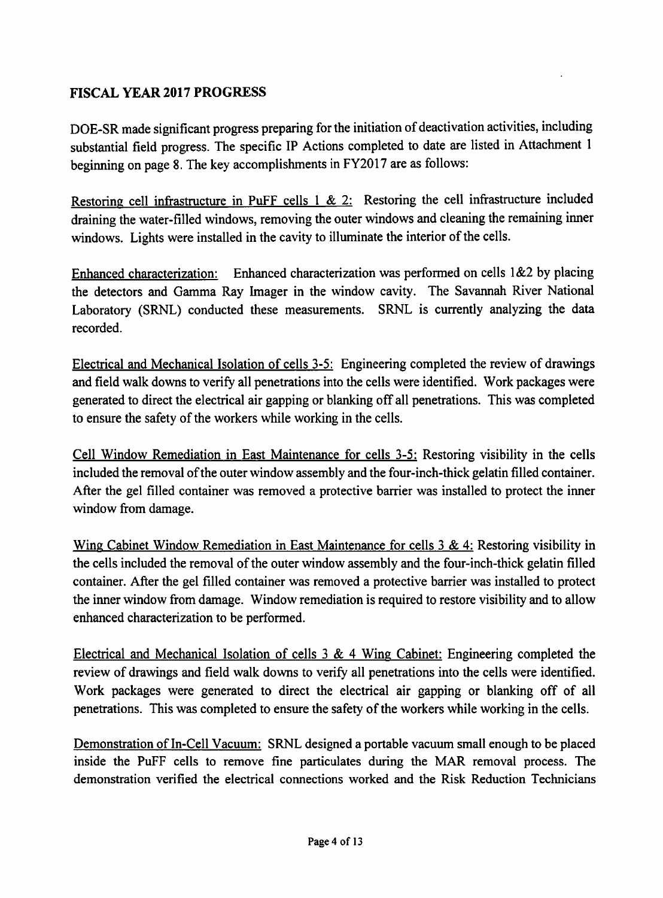## FISCAL YEAR 2017 PROGRESS

DOE-SR made significant progress preparing for the initiation of deactivation activities, including substantial field progress. The specific IP Actions completed to date are listed in Attachment 1 beginning on page 8. The key accomplishments in FY2017 are as follows:

Restoring cell infrastructure in PuFF cells 1 & 2: Restoring the cell infrastructure included draining the water-filled windows, removing the outer windows and cleaning the remaining inner windows. Lights were installed in the cavity to illuminate the interior of the cells.

Enhanced characterization: Enhanced characterization was performed on cells 1&2 by placing the detectors and Gamma Ray Imager in the window cavity. The Savannah River National Laboratory (SRNL) conducted these measurements. SRNL is currently analyzing the data recorded.

Electrical and Mechanical Isolation of cells 3-5: Engineering completed the review of drawings and field walk downs to verify all penetrations into the cells were identified. Work packages were generated to direct the electrical air gapping or blanking off all penetrations. This was completed to ensure the safety of the workers while working in the cells.

Cell Window Remediation in East Maintenance for cells 3-5: Restoring visibility in the cells included the removal of the outer window assembly and the four-inch-thick gelatin filled container. After the gel filled container was removed a protective barrier was installed to protect the inner window from damage.

Wing Cabinet Window Remediation in East Maintenance for cells 3 & 4: Restoring visibility in the cells included the removal of the outer window assembly and the four-inch-thick gelatin filled container. After the gel filled container was removed a protective barrier was installed to protect the inner window from damage. Window remediation is required to restore visibility and to allow enhanced characterization to be performed.

Electrical and Mechanical Isolation of cells 3 & 4 Wing Cabinet: Engineering completed the review of drawings and field walk downs to verify all penetrations into the cells were identified. Work packages were generated to direct the electrical air gapping or blanking off of all penetrations. This was completed to ensure the safety of the workers while working in the cells.

Demonstration of In-Cell Vacuum: SRNL designed a portable vacuum small enough to be placed inside the PuFF cells to remove fine particulates during the MAR removal process. The demonstration verified the electrical connections worked and the Risk Reduction Technicians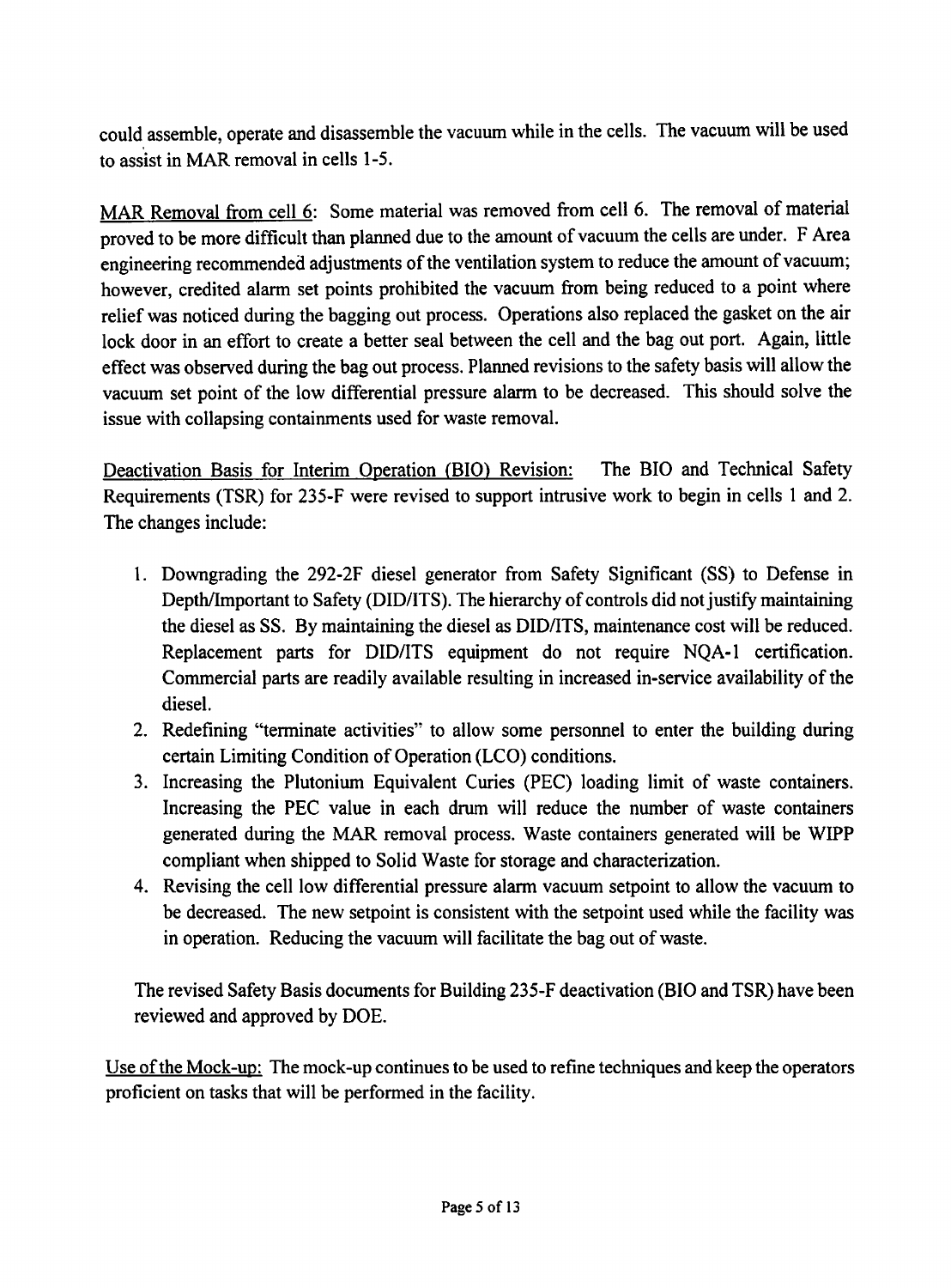could assemble, operate and disassemble the vacuum while in the cells. The vacuum will be used to assist in MAR removal in cells 1-5.

<u>MAR Removal from cell 6</u>: Some material was removed from cell 6. The removal of material proved to be more difficult than planned due to the amount of vacuum the cells are under. F Area engineering recommended adjustments of the ventilation system to reduce the amount of vacuum; however, credited alarm set points prohibited the vacuum from being reduced to a point where relief was noticed during the bagging out process. Operations also replaced the gasket on the air lock door in an effort to create a better seal between the cell and the bag out port. Again, little effect was observed during the bag out process. Planned revisions to the safety basis will allow the vacuum set point of the low differential pressure alarm to be decreased. This should solve the issue with collapsing containments used for waste removal.

<u>Deactivation Basis for Interim Operation (BIO) Revision:</u> The BIO and Technical Safety Requirements (TSR) for 235-F were revised to support intrusive work to begin in cells 1 and 2. The changes include:

1. Downgrading the 292-2F diesel generator from Safety Significant (SS) to Defense in Depth/Important to Safety (DID/ITS). The hierarchy of controls did not justify maintaining the diesel as SS. By maintaining the diesel as DID/ITS, maintenance cost will be reduced. Replacement parts for DID/ITS equipment do not require NQA-1 certification. Commercial parts are readily available resulting in increased in-service availability of the diesel.
2. Redefining "terminate activities" to allow some personnel to enter the building during certain Limiting Condition of Operation (LCO) conditions.
3. Increasing the Plutonium Equivalent Curies (PEC) loading limit of waste containers. Increasing the PEC value in each drum will reduce the number of waste containers generated during the MAR removal process. Waste containers generated will be WIPP compliant when shipped to Solid Waste for storage and characterization.
4. Revising the cell low differential pressure alarm vacuum setpoint to allow the vacuum to be decreased. The new setpoint is consistent with the setpoint used while the facility was in operation. Reducing the vacuum will facilitate the bag out of waste.

The revised Safety Basis documents for Building 235-F deactivation (BIO and TSR) have been reviewed and approved by DOE.

<u>Use of the Mock-up:</u> The mock-up continues to be used to refine techniques and keep the operators proficient on tasks that will be performed in the facility.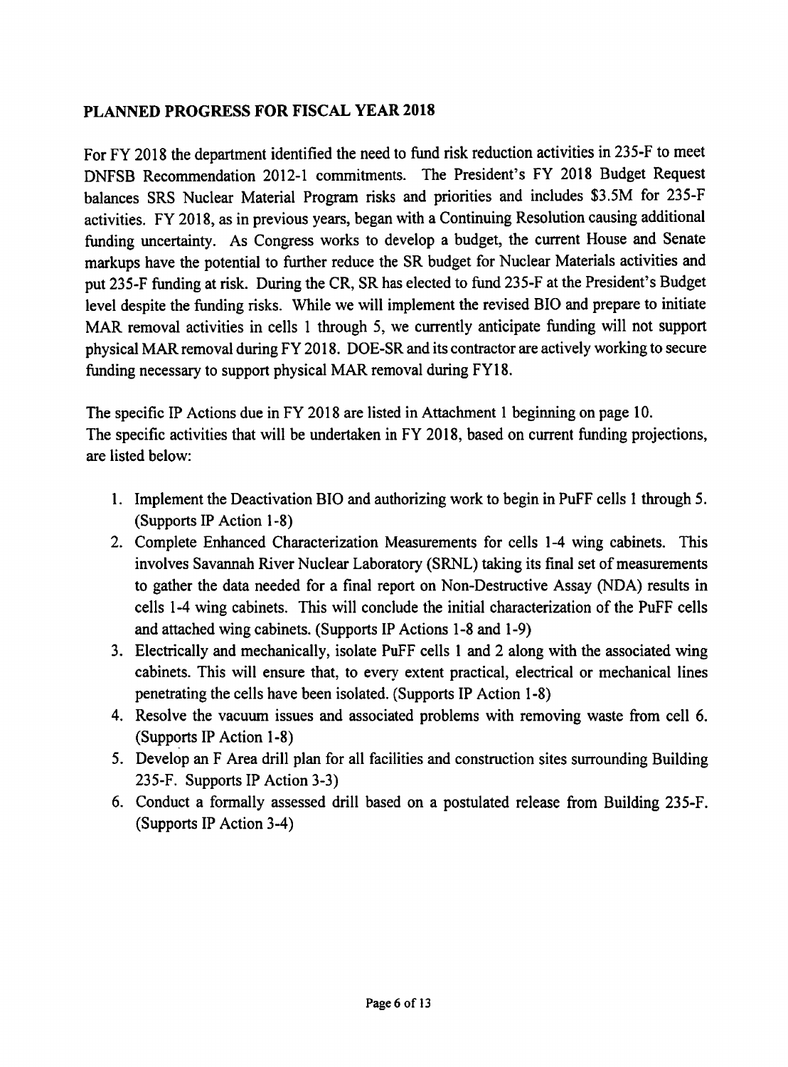## PLANNED PROGRESS FOR FISCAL YEAR 2018

For FY 2018 the department identified the need to fund risk reduction activities in 235-F to meet DNFSB Recommendation 2012-1 commitments. The President's FY 2018 Budget Request balances SRS Nuclear Material Program risks and priorities and includes $3.5M for 235-F activities. FY 2018, as in previous years, began with a Continuing Resolution causing additional funding uncertainty. As Congress works to develop a budget, the current House and Senate markups have the potential to further reduce the SR budget for Nuclear Materials activities and put 235-F funding at risk. During the CR, SR has elected to fund 235-F at the President's Budget level despite the funding risks. While we will implement the revised BIO and prepare to initiate MAR removal activities in cells 1 through 5, we currently anticipate funding will not support physical MAR removal during FY 2018. DOE-SR and its contractor are actively working to secure funding necessary to support physical MAR removal during FY18.

The specific IP Actions due in FY 2018 are listed in Attachment 1 beginning on page 10.
The specific activities that will be undertaken in FY 2018, based on current funding projections, are listed below:

1. Implement the Deactivation BIO and authorizing work to begin in PuFF cells 1 through 5. (Supports IP Action 1-8)
2. Complete Enhanced Characterization Measurements for cells 1-4 wing cabinets. This involves Savannah River Nuclear Laboratory (SRNL) taking its final set of measurements to gather the data needed for a final report on Non-Destructive Assay (NDA) results in cells 1-4 wing cabinets. This will conclude the initial characterization of the PuFF cells and attached wing cabinets. (Supports IP Actions 1-8 and 1-9)
3. Electrically and mechanically, isolate PuFF cells 1 and 2 along with the associated wing cabinets. This will ensure that, to every extent practical, electrical or mechanical lines penetrating the cells have been isolated. (Supports IP Action 1-8)
4. Resolve the vacuum issues and associated problems with removing waste from cell 6. (Supports IP Action 1-8)
5. Develop an F Area drill plan for all facilities and construction sites surrounding Building 235-F. Supports IP Action 3-3)
6. Conduct a formally assessed drill based on a postulated release from Building 235-F. (Supports IP Action 3-4)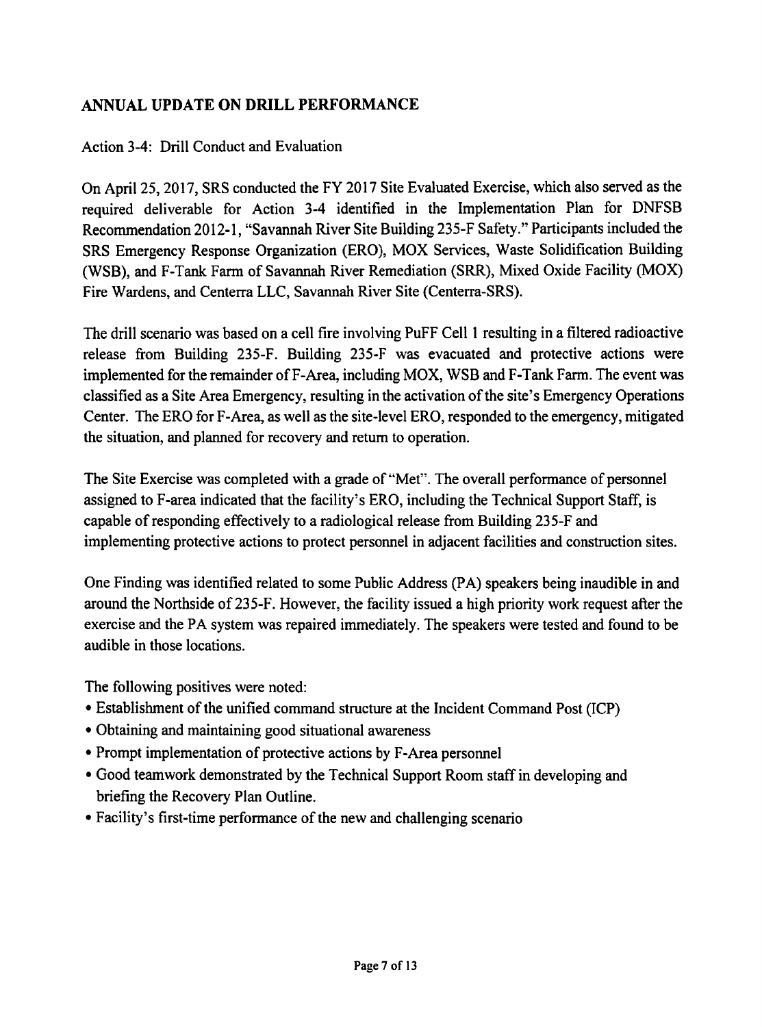## ANNUAL UPDATE ON DRILL PERFORMANCE

Action 3-4: Drill Conduct and Evaluation

On April 25, 2017, SRS conducted the FY 2017 Site Evaluated Exercise, which also served as the required deliverable for Action 3-4 identified in the Implementation Plan for DNFSB Recommendation 2012-1, "Savannah River Site Building 235-F Safety." Participants included the SRS Emergency Response Organization (ERO), MOX Services, Waste Solidification Building (WSB), and F-Tank Farm of Savannah River Remediation (SRR), Mixed Oxide Facility (MOX) Fire Wardens, and Centerra LLC, Savannah River Site (Centerra-SRS).

The drill scenario was based on a cell fire involving PuFF Cell 1 resulting in a filtered radioactive release from Building 235-F. Building 235-F was evacuated and protective actions were implemented for the remainder of F-Area, including MOX, WSB and F-Tank Farm. The event was classified as a Site Area Emergency, resulting in the activation of the site's Emergency Operations Center. The ERO for F-Area, as well as the site-level ERO, responded to the emergency, mitigated the situation, and planned for recovery and return to operation.

The Site Exercise was completed with a grade of "Met". The overall performance of personnel assigned to F-area indicated that the facility's ERO, including the Technical Support Staff, is capable of responding effectively to a radiological release from Building 235-F and implementing protective actions to protect personnel in adjacent facilities and construction sites.

One Finding was identified related to some Public Address (PA) speakers being inaudible in and around the Northside of 235-F. However, the facility issued a high priority work request after the exercise and the PA system was repaired immediately. The speakers were tested and found to be audible in those locations.

The following positives were noted:

- Establishment of the unified command structure at the Incident Command Post (ICP)
- Obtaining and maintaining good situational awareness
- Prompt implementation of protective actions by F-Area personnel
- Good teamwork demonstrated by the Technical Support Room staff in developing and briefing the Recovery Plan Outline.
- Facility's first-time performance of the new and challenging scenario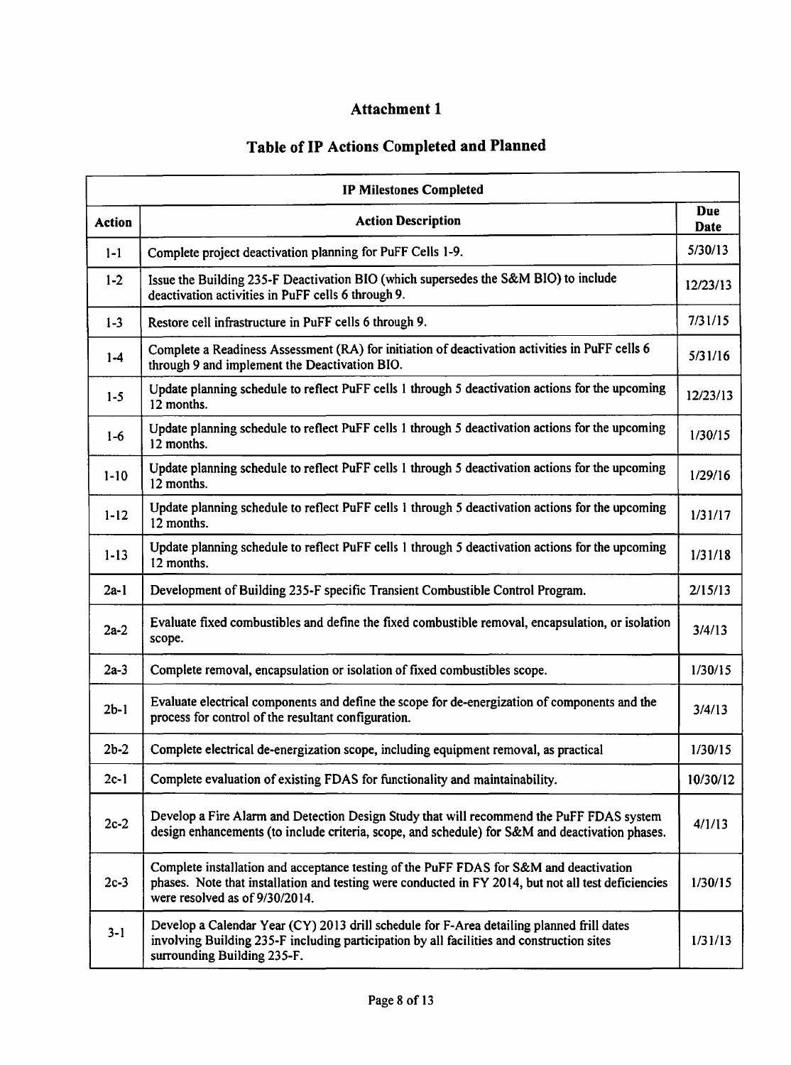# Attachment 1

## Table of IP Actions Completed and Planned

| IP Milestones Completed | | |
|---|---|---|
| **Action** | **Action Description** | **Due Date** |
| 1-1 | Complete project deactivation planning for PuFF Cells 1-9. | 5/30/13 |
| 1-2 | Issue the Building 235-F Deactivation BIO (which supersedes the S&M BIO) to include deactivation activities in PuFF cells 6 through 9. | 12/23/13 |
| 1-3 | Restore cell infrastructure in PuFF cells 6 through 9. | 7/31/15 |
| 1-4 | Complete a Readiness Assessment (RA) for initiation of deactivation activities in PuFF cells 6 through 9 and implement the Deactivation BIO. | 5/31/16 |
| 1-5 | Update planning schedule to reflect PuFF cells 1 through 5 deactivation actions for the upcoming 12 months. | 12/23/13 |
| 1-6 | Update planning schedule to reflect PuFF cells 1 through 5 deactivation actions for the upcoming 12 months. | 1/30/15 |
| 1-10 | Update planning schedule to reflect PuFF cells 1 through 5 deactivation actions for the upcoming 12 months. | 1/29/16 |
| 1-12 | Update planning schedule to reflect PuFF cells 1 through 5 deactivation actions for the upcoming 12 months. | 1/31/17 |
| 1-13 | Update planning schedule to reflect PuFF cells 1 through 5 deactivation actions for the upcoming 12 months. | 1/31/18 |
| 2a-1 | Development of Building 235-F specific Transient Combustible Control Program. | 2/15/13 |
| 2a-2 | Evaluate fixed combustibles and define the fixed combustible removal, encapsulation, or isolation scope. | 3/4/13 |
| 2a-3 | Complete removal, encapsulation or isolation of fixed combustibles scope. | 1/30/15 |
| 2b-1 | Evaluate electrical components and define the scope for de-energization of components and the process for control of the resultant configuration. | 3/4/13 |
| 2b-2 | Complete electrical de-energization scope, including equipment removal, as practical | 1/30/15 |
| 2c-1 | Complete evaluation of existing FDAS for functionality and maintainability. | 10/30/12 |
| 2c-2 | Develop a Fire Alarm and Detection Design Study that will recommend the PuFF FDAS system design enhancements (to include criteria, scope, and schedule) for S&M and deactivation phases. | 4/1/13 |
| 2c-3 | Complete installation and acceptance testing of the PuFF FDAS for S&M and deactivation phases. Note that installation and testing were conducted in FY 2014, but not all test deficiencies were resolved as of 9/30/2014. | 1/30/15 |
| 3-1 | Develop a Calendar Year (CY) 2013 drill schedule for F-Area detailing planned frill dates involving Building 235-F including participation by all facilities and construction sites surrounding Building 235-F. | 1/31/13 |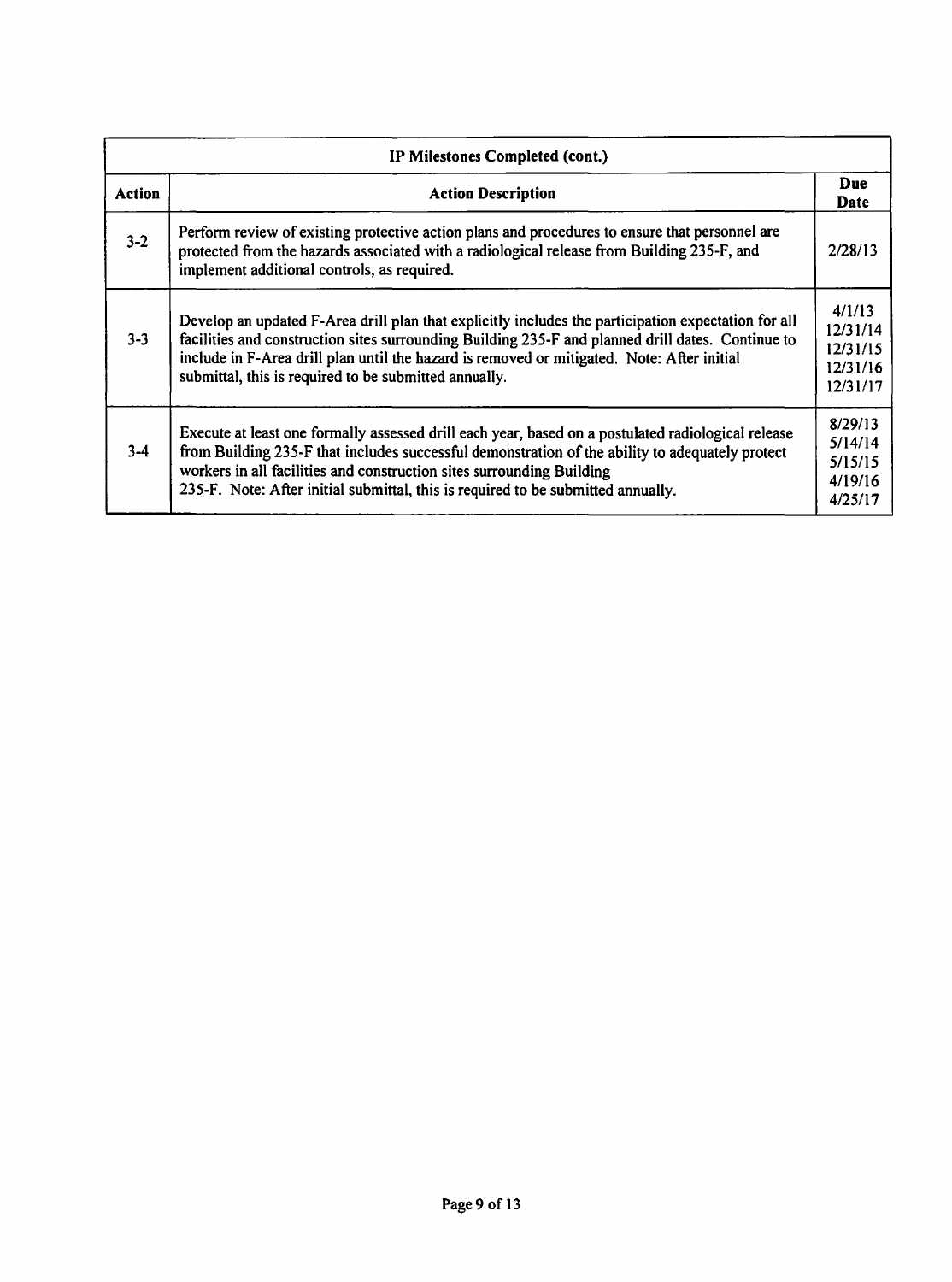| IP Milestones Completed (cont.) | | |
|---|---|---|
| **Action** | **Action Description** | **Due Date** |
| 3-2 | Perform review of existing protective action plans and procedures to ensure that personnel are protected from the hazards associated with a radiological release from Building 235-F, and implement additional controls, as required. | 2/28/13 |
| 3-3 | Develop an updated F-Area drill plan that explicitly includes the participation expectation for all facilities and construction sites surrounding Building 235-F and planned drill dates. Continue to include in F-Area drill plan until the hazard is removed or mitigated. Note: After initial submittal, this is required to be submitted annually. | 4/1/13<br>12/31/14<br>12/31/15<br>12/31/16<br>12/31/17 |
| 3-4 | Execute at least one formally assessed drill each year, based on a postulated radiological release from Building 235-F that includes successful demonstration of the ability to adequately protect workers in all facilities and construction sites surrounding Building 235-F. Note: After initial submittal, this is required to be submitted annually. | 8/29/13<br>5/14/14<br>5/15/15<br>4/19/16<br>4/25/17 |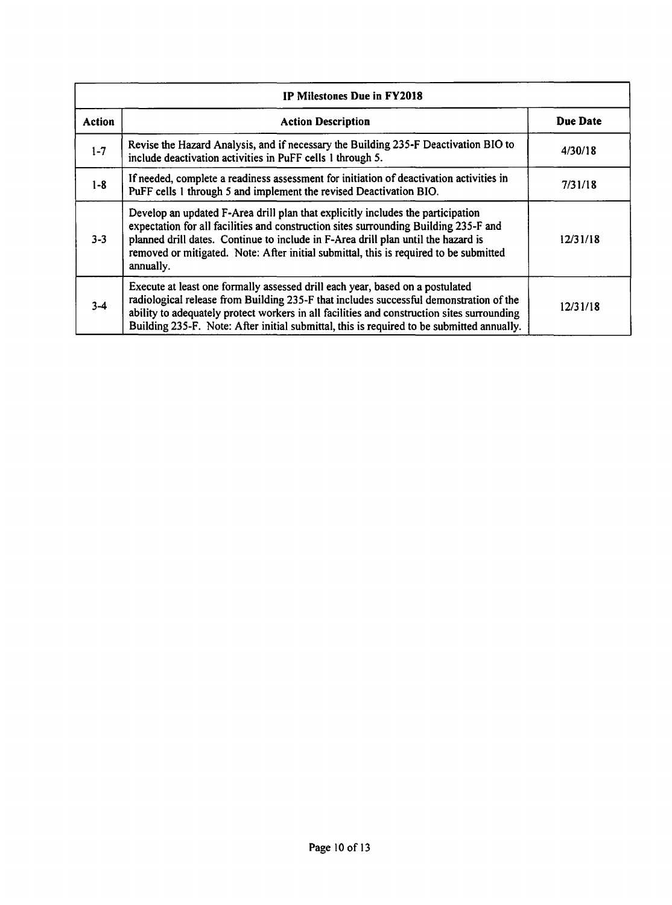| IP Milestones Due in FY2018 | | |
|---|---|---|
| **Action** | **Action Description** | **Due Date** |
| 1-7 | Revise the Hazard Analysis, and if necessary the Building 235-F Deactivation BIO to include deactivation activities in PuFF cells 1 through 5. | 4/30/18 |
| 1-8 | If needed, complete a readiness assessment for initiation of deactivation activities in PuFF cells 1 through 5 and implement the revised Deactivation BIO. | 7/31/18 |
| 3-3 | Develop an updated F-Area drill plan that explicitly includes the participation expectation for all facilities and construction sites surrounding Building 235-F and planned drill dates. Continue to include in F-Area drill plan until the hazard is removed or mitigated. Note: After initial submittal, this is required to be submitted annually. | 12/31/18 |
| 3-4 | Execute at least one formally assessed drill each year, based on a postulated radiological release from Building 235-F that includes successful demonstration of the ability to adequately protect workers in all facilities and construction sites surrounding Building 235-F. Note: After initial submittal, this is required to be submitted annually. | 12/31/18 |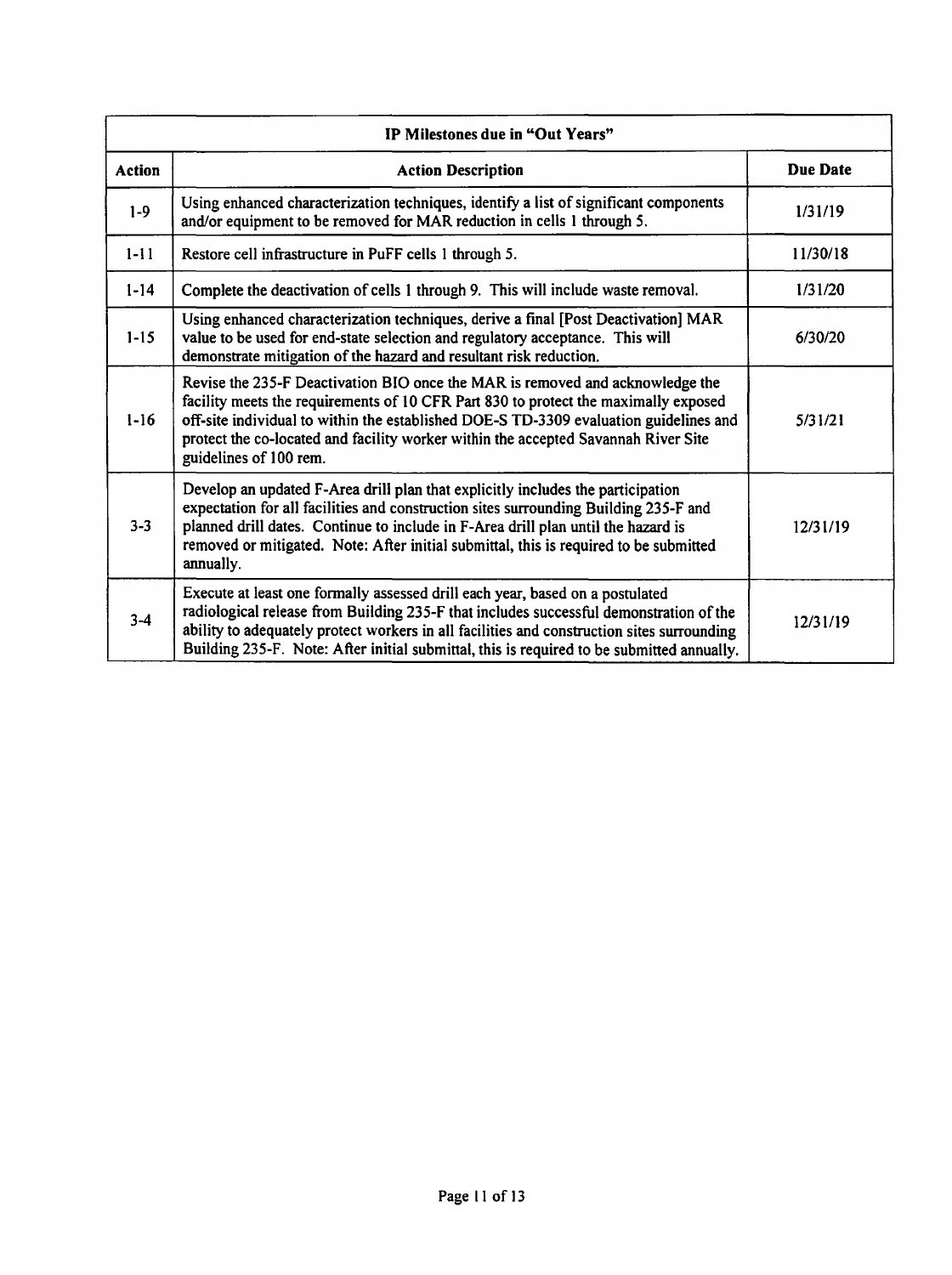| IP Milestones due in "Out Years" | | |
|---|---|---|
| **Action** | **Action Description** | **Due Date** |
| 1-9 | Using enhanced characterization techniques, identify a list of significant components and/or equipment to be removed for MAR reduction in cells 1 through 5. | 1/31/19 |
| 1-11 | Restore cell infrastructure in PuFF cells 1 through 5. | 11/30/18 |
| 1-14 | Complete the deactivation of cells 1 through 9. This will include waste removal. | 1/31/20 |
| 1-15 | Using enhanced characterization techniques, derive a final [Post Deactivation] MAR value to be used for end-state selection and regulatory acceptance. This will demonstrate mitigation of the hazard and resultant risk reduction. | 6/30/20 |
| 1-16 | Revise the 235-F Deactivation BIO once the MAR is removed and acknowledge the facility meets the requirements of 10 CFR Part 830 to protect the maximally exposed off-site individual to within the established DOE-S TD-3309 evaluation guidelines and protect the co-located and facility worker within the accepted Savannah River Site guidelines of 100 rem. | 5/31/21 |
| 3-3 | Develop an updated F-Area drill plan that explicitly includes the participation expectation for all facilities and construction sites surrounding Building 235-F and planned drill dates. Continue to include in F-Area drill plan until the hazard is removed or mitigated. Note: After initial submittal, this is required to be submitted annually. | 12/31/19 |
| 3-4 | Execute at least one formally assessed drill each year, based on a postulated radiological release from Building 235-F that includes successful demonstration of the ability to adequately protect workers in all facilities and construction sites surrounding Building 235-F. Note: After initial submittal, this is required to be submitted annually. | 12/31/19 |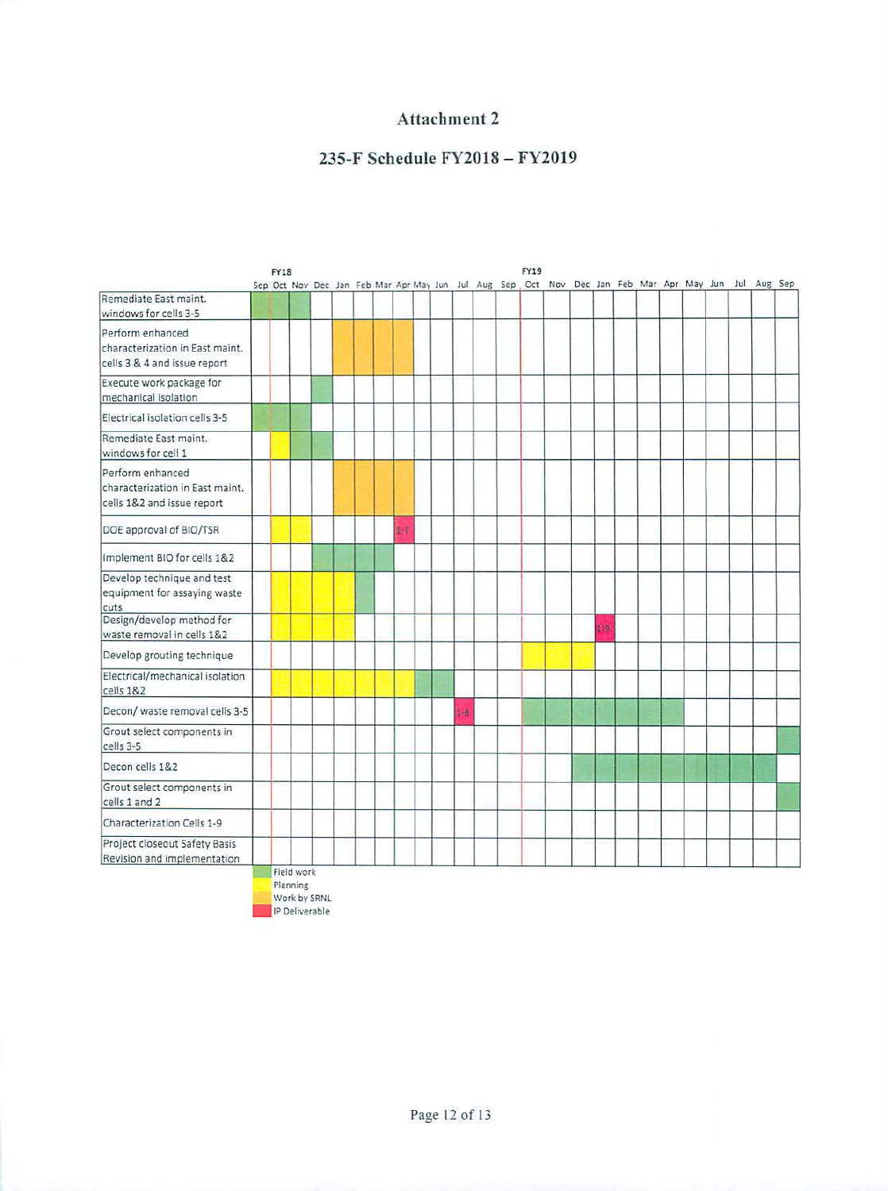# Attachment 2

## 235-F Schedule FY2018 – FY2019

| | FY18 Sep | Oct | Nov | Dec | Jan | Feb | Mar | Apr | May | Jun | Jul | Aug | Sep | FY19 Oct | Nov | Dec | Jan | Feb | Mar | Apr | May | Jun | Jul | Aug | Sep |
|---|---|---|---|---|---|---|---|---|---|---|---|---|---|---|---|---|---|---|---|---|---|---|---|---|---|
| Remediate East maint. windows for cells 3-5 | Field work | Field work | Field work | | | | | | | | | | | | | | | | | | | | | | |
| Perform enhanced characterization in East maint. cells 3 & 4 and issue report | | | | | Work by SRNL | Work by SRNL | Work by SRNL | Work by SRNL | | | | | | | | | | | | | | | | | |
| Execute work package for mechanical isolation | | | | Field work | | | | | | | | | | | | | | | | | | | | | |
| Electrical isolation cells 3-5 | Field work | Field work | Field work | | | | | | | | | | | | | | | | | | | | | | |
| Remediate East maint. windows for cell 1 | | Planning | Field work | Field work | | | | | | | | | | | | | | | | | | | | | |
| Perform enhanced characterization in East maint. cells 1&2 and issue report | | | | | Work by SRNL | Work by SRNL | Work by SRNL | Work by SRNL | | | | | | | | | | | | | | | | | |
| DOE approval of BIO/TSR | | Planning | Planning | | | | | 1-7 | | | | | | | | | | | | | | | | | |
| Implement BIO for cells 1&2 | | | | Field work | Field work | Field work | Field work | | | | | | | | | | | | | | | | | | |
| Develop technique and test equipment for assaying waste cuts | | Planning | Planning | Planning | Planning | Field work | | | | | | | | | | | | | | | | | | | |
| Design/develop method for waste removal in cells 1&2 | | Planning | Planning | Planning | Planning | | | | | | | | | | | | 1-9 | | | | | | | | |
| Develop grouting technique | | | | | | | | | | | | | | Planning | Planning | Planning | | | | | | | | | |
| Electrical/mechanical isolation cells 1&2 | | Planning | Planning | Planning | Planning | Planning | Planning | Planning | Field work | Field work | | | | | | | | | | | | | | | |
| Decon/ waste removal cells 3-5 | | | | | | | | | | | 1-8 | | | Field work | Field work | Field work | Field work | Field work | Field work | Field work | | | | | |
| Grout select components in cells 3-5 | | | | | | | | | | | | | | | | | | | | | | | | | Field work |
| Decon cells 1&2 | | | | | | | | | | | | | | | | Field work | Field work | Field work | Field work | Field work | Field work | Field work | Field work | Field work | |
| Grout select components in cells 1 and 2 | | | | | | | | | | | | | | | | | | | | | | | | | Field work |
| Characterization Cells 1-9 | | | | | | | | | | | | | | | | | | | | | | | | | |
| Project closeout Safety Basis Revision and implementation | | | | | | | | | | | | | | | | | | | | | | | | | |

Legend:
- Field work
- Planning
- Work by SRNL
- IP Deliverable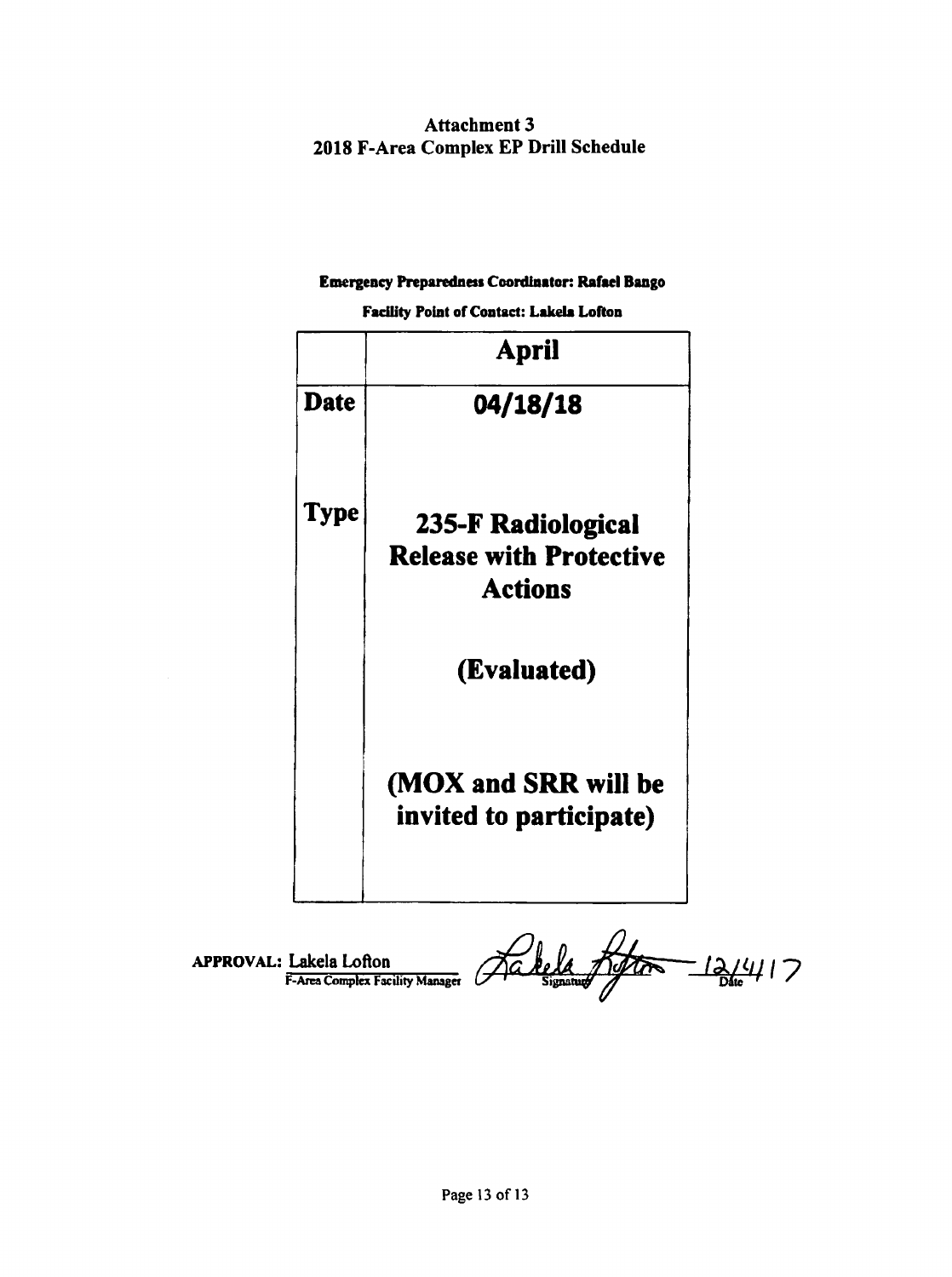# Attachment 3
## 2018 F-Area Complex EP Drill Schedule

**Emergency Preparedness Coordinator: Rafael Bango**

**Facility Point of Contact: Lakela Lofton**

| | **April** |
|---|---|
| **Date** | **04/18/18** |
| **Type** | **235-F Radiological Release with Protective Actions**<br><br>**(Evaluated)**<br><br>**(MOX and SRR will be invited to participate)** |

APPROVAL: Lakela Lofton, F-Area Complex Facility Manager — Signature: *Lakela Lofton* — Date: 12/14/17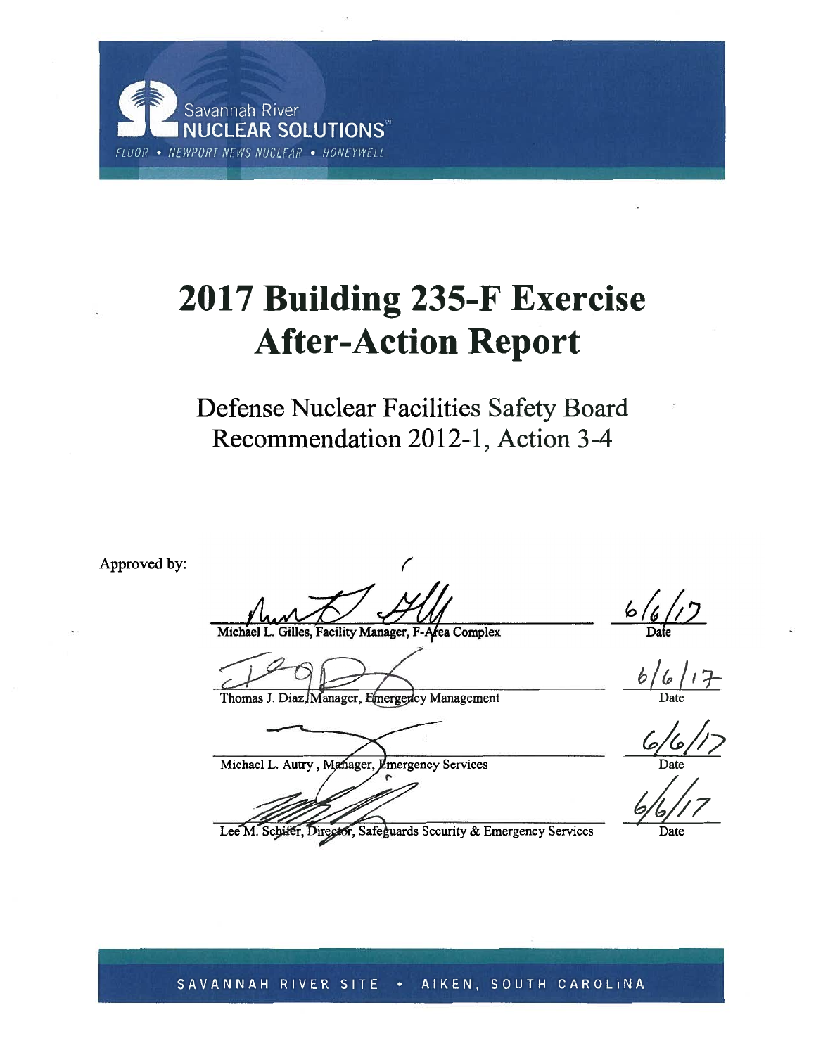Savannah River
NUCLEAR SOLUTIONS

FLUOR • NEWPORT NEWS NUCLEAR • HONEYWELL

# 2017 Building 235-F Exercise After-Action Report

## Defense Nuclear Facilities Safety Board Recommendation 2012-1, Action 3-4

Approved by:

| | |
|---|---|
| Michael L. Gilles, Facility Manager, F-Area Complex | 6/6/17 Date |
| Thomas J. Diaz, Manager, Emergency Management | 6/6/17 Date |
| Michael L. Autry , Manager, Emergency Services | 6/6/17 Date |
| Lee M. Schifer, Director, Safeguards Security & Emergency Services | 6/6/17 Date |

SAVANNAH RIVER SITE • AIKEN, SOUTH CAROLINA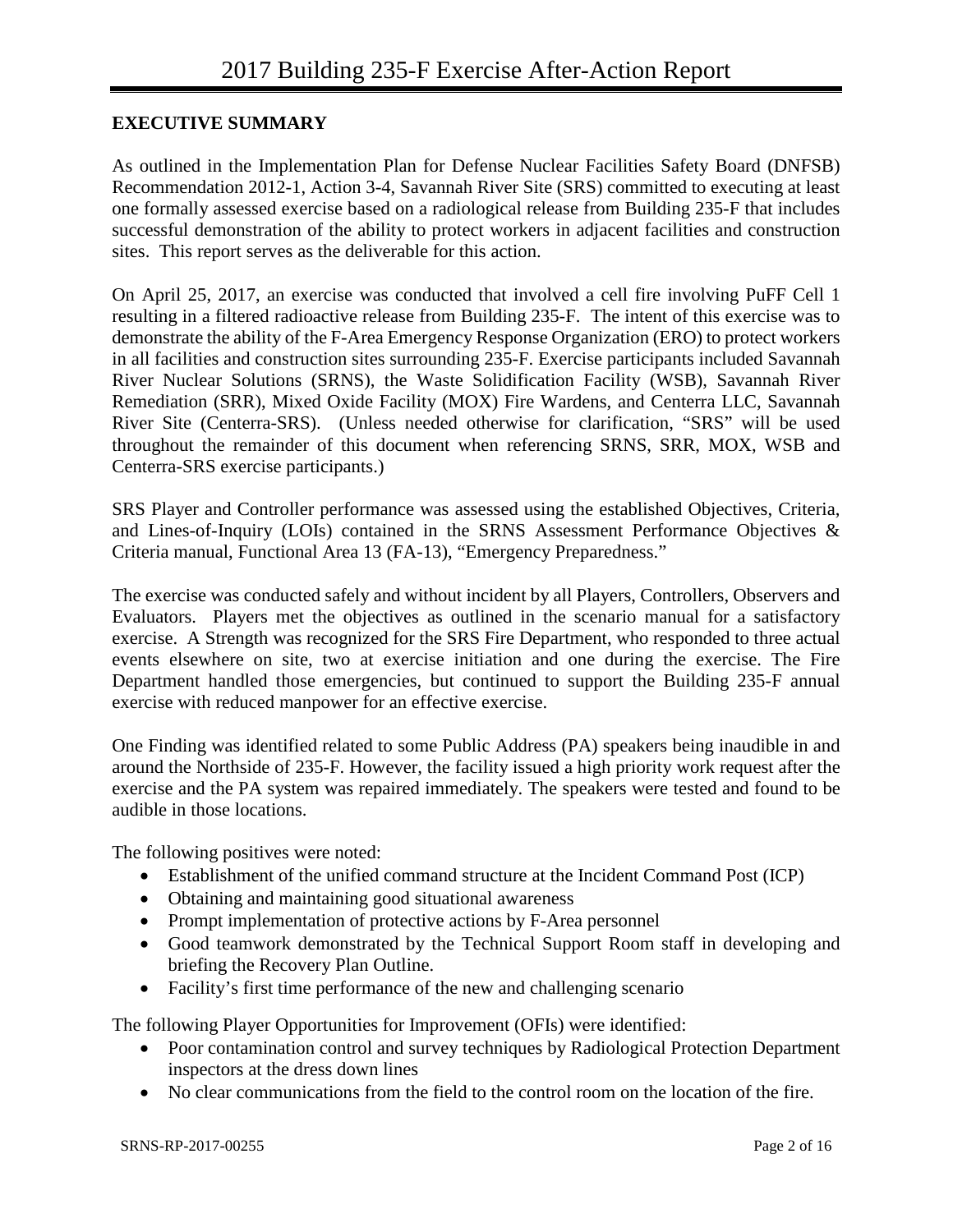## EXECUTIVE SUMMARY

As outlined in the Implementation Plan for Defense Nuclear Facilities Safety Board (DNFSB) Recommendation 2012-1, Action 3-4, Savannah River Site (SRS) committed to executing at least one formally assessed exercise based on a radiological release from Building 235-F that includes successful demonstration of the ability to protect workers in adjacent facilities and construction sites. This report serves as the deliverable for this action.

On April 25, 2017, an exercise was conducted that involved a cell fire involving PuFF Cell 1 resulting in a filtered radioactive release from Building 235-F. The intent of this exercise was to demonstrate the ability of the F-Area Emergency Response Organization (ERO) to protect workers in all facilities and construction sites surrounding 235-F. Exercise participants included Savannah River Nuclear Solutions (SRNS), the Waste Solidification Facility (WSB), Savannah River Remediation (SRR), Mixed Oxide Facility (MOX) Fire Wardens, and Centerra LLC, Savannah River Site (Centerra-SRS). (Unless needed otherwise for clarification, "SRS" will be used throughout the remainder of this document when referencing SRNS, SRR, MOX, WSB and Centerra-SRS exercise participants.)

SRS Player and Controller performance was assessed using the established Objectives, Criteria, and Lines-of-Inquiry (LOIs) contained in the SRNS Assessment Performance Objectives & Criteria manual, Functional Area 13 (FA-13), "Emergency Preparedness."

The exercise was conducted safely and without incident by all Players, Controllers, Observers and Evaluators. Players met the objectives as outlined in the scenario manual for a satisfactory exercise. A Strength was recognized for the SRS Fire Department, who responded to three actual events elsewhere on site, two at exercise initiation and one during the exercise. The Fire Department handled those emergencies, but continued to support the Building 235-F annual exercise with reduced manpower for an effective exercise.

One Finding was identified related to some Public Address (PA) speakers being inaudible in and around the Northside of 235-F. However, the facility issued a high priority work request after the exercise and the PA system was repaired immediately. The speakers were tested and found to be audible in those locations.

The following positives were noted:

- Establishment of the unified command structure at the Incident Command Post (ICP)
- Obtaining and maintaining good situational awareness
- Prompt implementation of protective actions by F-Area personnel
- Good teamwork demonstrated by the Technical Support Room staff in developing and briefing the Recovery Plan Outline.
- Facility's first time performance of the new and challenging scenario

The following Player Opportunities for Improvement (OFIs) were identified:

- Poor contamination control and survey techniques by Radiological Protection Department inspectors at the dress down lines
- No clear communications from the field to the control room on the location of the fire.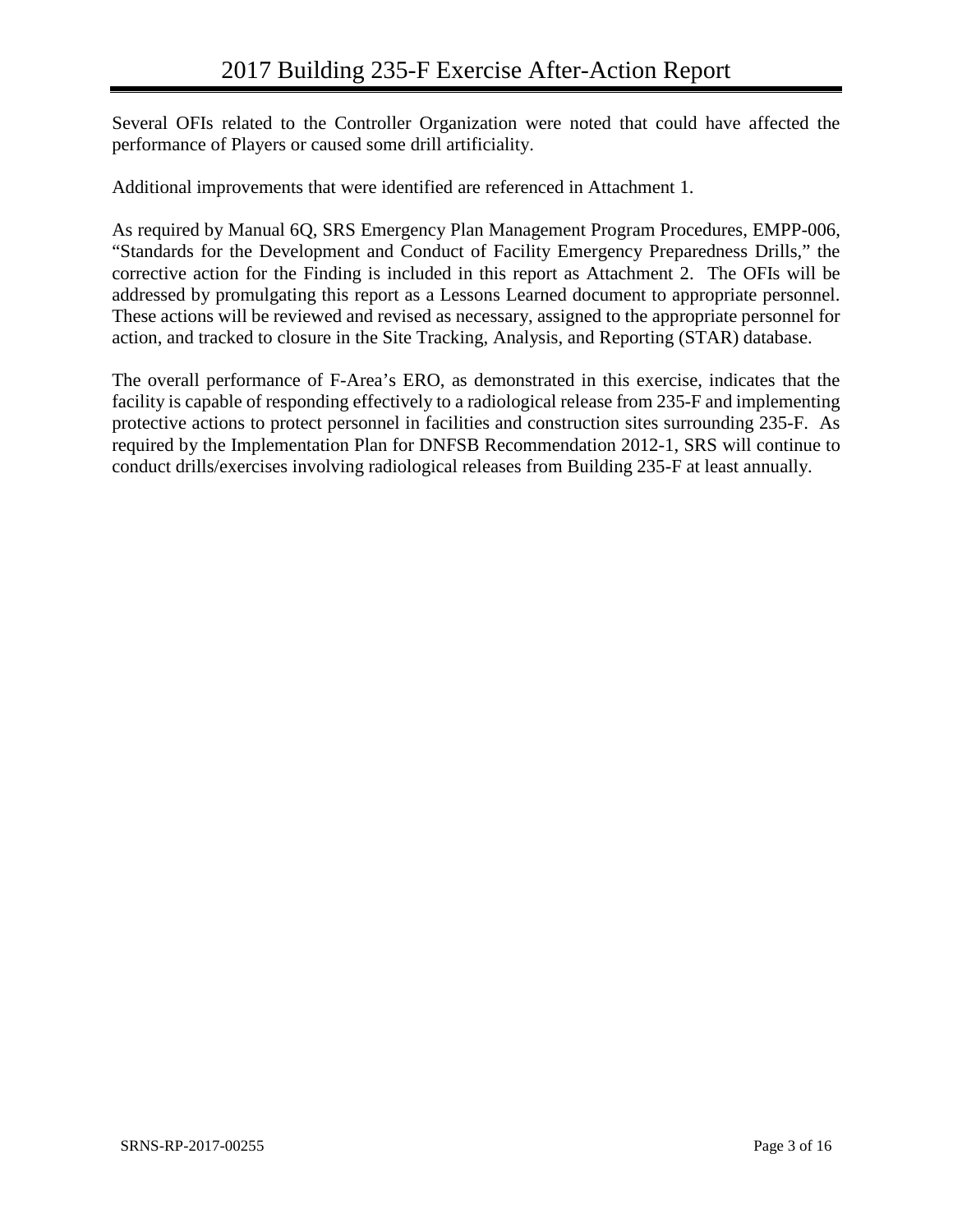Several OFIs related to the Controller Organization were noted that could have affected the performance of Players or caused some drill artificiality.

Additional improvements that were identified are referenced in Attachment 1.

As required by Manual 6Q, SRS Emergency Plan Management Program Procedures, EMPP-006, "Standards for the Development and Conduct of Facility Emergency Preparedness Drills," the corrective action for the Finding is included in this report as Attachment 2. The OFIs will be addressed by promulgating this report as a Lessons Learned document to appropriate personnel. These actions will be reviewed and revised as necessary, assigned to the appropriate personnel for action, and tracked to closure in the Site Tracking, Analysis, and Reporting (STAR) database.

The overall performance of F-Area's ERO, as demonstrated in this exercise, indicates that the facility is capable of responding effectively to a radiological release from 235-F and implementing protective actions to protect personnel in facilities and construction sites surrounding 235-F. As required by the Implementation Plan for DNFSB Recommendation 2012-1, SRS will continue to conduct drills/exercises involving radiological releases from Building 235-F at least annually.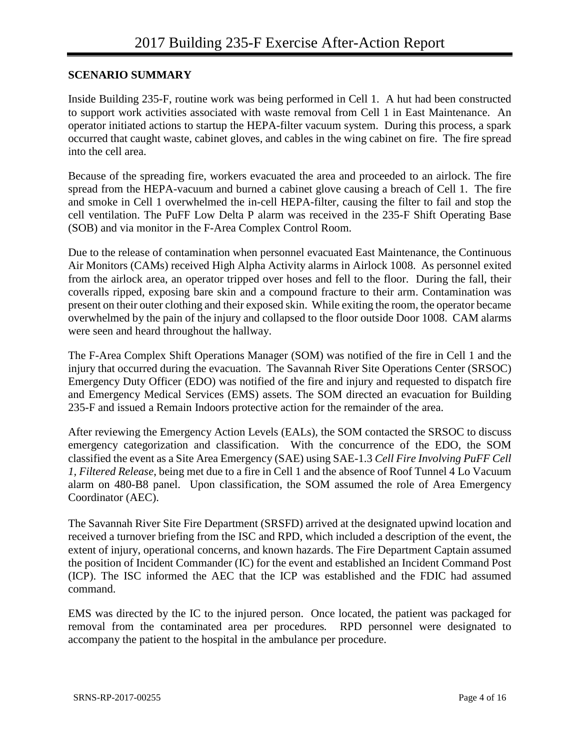## SCENARIO SUMMARY

Inside Building 235-F, routine work was being performed in Cell 1. A hut had been constructed to support work activities associated with waste removal from Cell 1 in East Maintenance. An operator initiated actions to startup the HEPA-filter vacuum system. During this process, a spark occurred that caught waste, cabinet gloves, and cables in the wing cabinet on fire. The fire spread into the cell area.

Because of the spreading fire, workers evacuated the area and proceeded to an airlock. The fire spread from the HEPA-vacuum and burned a cabinet glove causing a breach of Cell 1. The fire and smoke in Cell 1 overwhelmed the in-cell HEPA-filter, causing the filter to fail and stop the cell ventilation. The PuFF Low Delta P alarm was received in the 235-F Shift Operating Base (SOB) and via monitor in the F-Area Complex Control Room.

Due to the release of contamination when personnel evacuated East Maintenance, the Continuous Air Monitors (CAMs) received High Alpha Activity alarms in Airlock 1008. As personnel exited from the airlock area, an operator tripped over hoses and fell to the floor. During the fall, their coveralls ripped, exposing bare skin and a compound fracture to their arm. Contamination was present on their outer clothing and their exposed skin. While exiting the room, the operator became overwhelmed by the pain of the injury and collapsed to the floor outside Door 1008. CAM alarms were seen and heard throughout the hallway.

The F-Area Complex Shift Operations Manager (SOM) was notified of the fire in Cell 1 and the injury that occurred during the evacuation. The Savannah River Site Operations Center (SRSOC) Emergency Duty Officer (EDO) was notified of the fire and injury and requested to dispatch fire and Emergency Medical Services (EMS) assets. The SOM directed an evacuation for Building 235-F and issued a Remain Indoors protective action for the remainder of the area.

After reviewing the Emergency Action Levels (EALs), the SOM contacted the SRSOC to discuss emergency categorization and classification. With the concurrence of the EDO, the SOM classified the event as a Site Area Emergency (SAE) using SAE-1.3 *Cell Fire Involving PuFF Cell 1, Filtered Release*, being met due to a fire in Cell 1 and the absence of Roof Tunnel 4 Lo Vacuum alarm on 480-B8 panel. Upon classification, the SOM assumed the role of Area Emergency Coordinator (AEC).

The Savannah River Site Fire Department (SRSFD) arrived at the designated upwind location and received a turnover briefing from the ISC and RPD, which included a description of the event, the extent of injury, operational concerns, and known hazards. The Fire Department Captain assumed the position of Incident Commander (IC) for the event and established an Incident Command Post (ICP). The ISC informed the AEC that the ICP was established and the FDIC had assumed command.

EMS was directed by the IC to the injured person. Once located, the patient was packaged for removal from the contaminated area per procedures. RPD personnel were designated to accompany the patient to the hospital in the ambulance per procedure.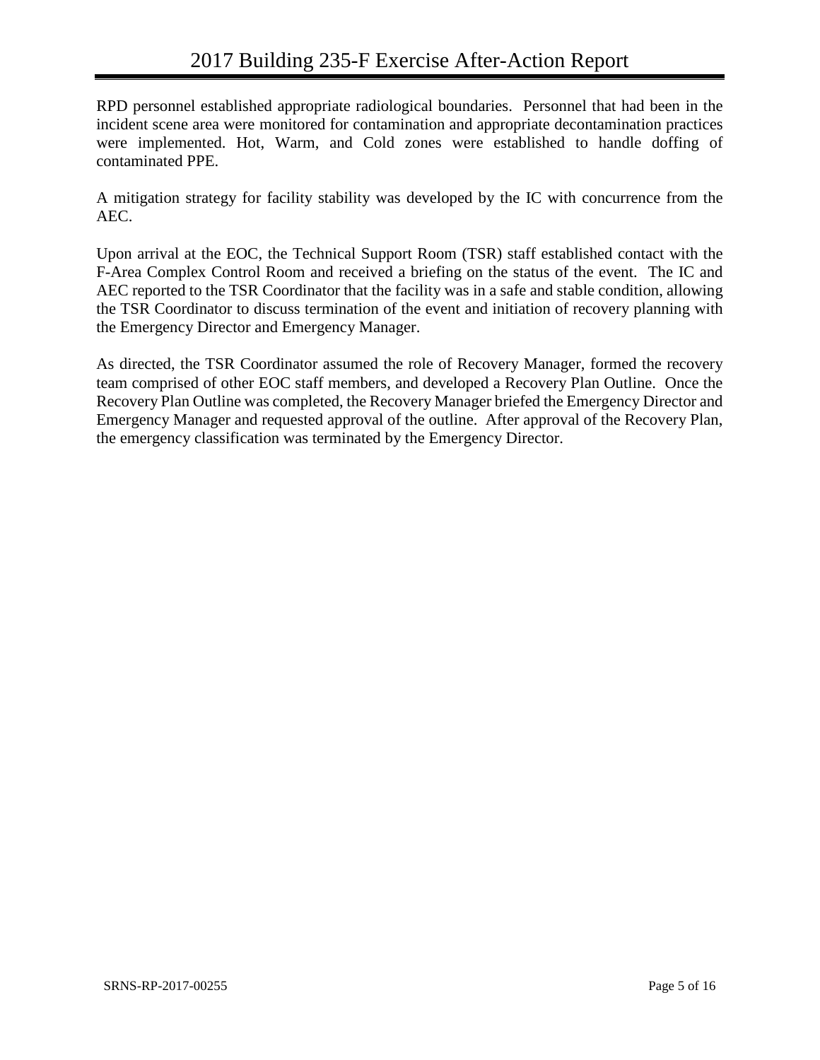RPD personnel established appropriate radiological boundaries. Personnel that had been in the incident scene area were monitored for contamination and appropriate decontamination practices were implemented. Hot, Warm, and Cold zones were established to handle doffing of contaminated PPE.

A mitigation strategy for facility stability was developed by the IC with concurrence from the AEC.

Upon arrival at the EOC, the Technical Support Room (TSR) staff established contact with the F-Area Complex Control Room and received a briefing on the status of the event. The IC and AEC reported to the TSR Coordinator that the facility was in a safe and stable condition, allowing the TSR Coordinator to discuss termination of the event and initiation of recovery planning with the Emergency Director and Emergency Manager.

As directed, the TSR Coordinator assumed the role of Recovery Manager, formed the recovery team comprised of other EOC staff members, and developed a Recovery Plan Outline. Once the Recovery Plan Outline was completed, the Recovery Manager briefed the Emergency Director and Emergency Manager and requested approval of the outline. After approval of the Recovery Plan, the emergency classification was terminated by the Emergency Director.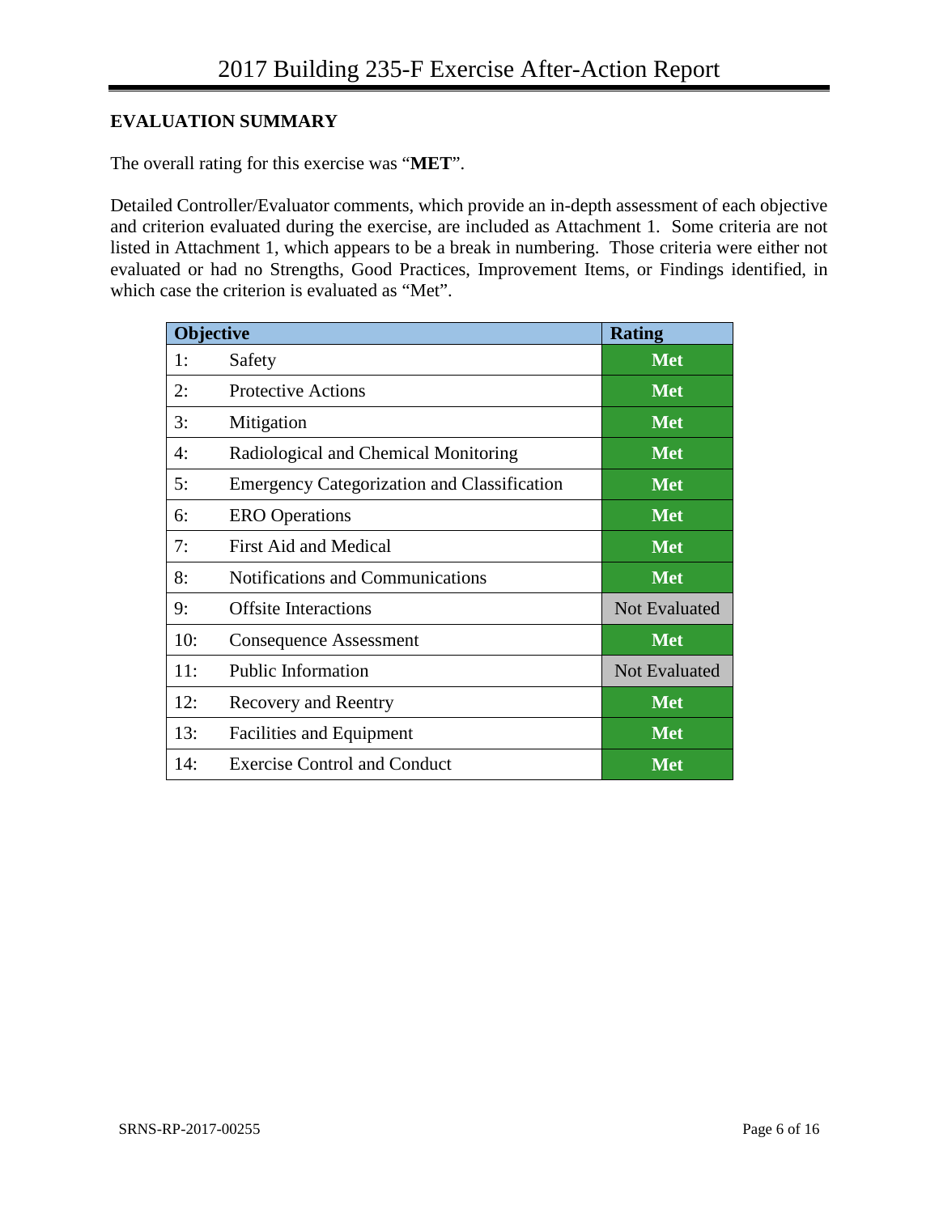## EVALUATION SUMMARY

The overall rating for this exercise was "**MET**".

Detailed Controller/Evaluator comments, which provide an in-depth assessment of each objective and criterion evaluated during the exercise, are included as Attachment 1. Some criteria are not listed in Attachment 1, which appears to be a break in numbering. Those criteria were either not evaluated or had no Strengths, Good Practices, Improvement Items, or Findings identified, in which case the criterion is evaluated as "Met".

| Objective | | Rating |
|---|---|---|
| 1: | Safety | **Met** |
| 2: | Protective Actions | **Met** |
| 3: | Mitigation | **Met** |
| 4: | Radiological and Chemical Monitoring | **Met** |
| 5: | Emergency Categorization and Classification | **Met** |
| 6: | ERO Operations | **Met** |
| 7: | First Aid and Medical | **Met** |
| 8: | Notifications and Communications | **Met** |
| 9: | Offsite Interactions | Not Evaluated |
| 10: | Consequence Assessment | **Met** |
| 11: | Public Information | Not Evaluated |
| 12: | Recovery and Reentry | **Met** |
| 13: | Facilities and Equipment | **Met** |
| 14: | Exercise Control and Conduct | **Met** |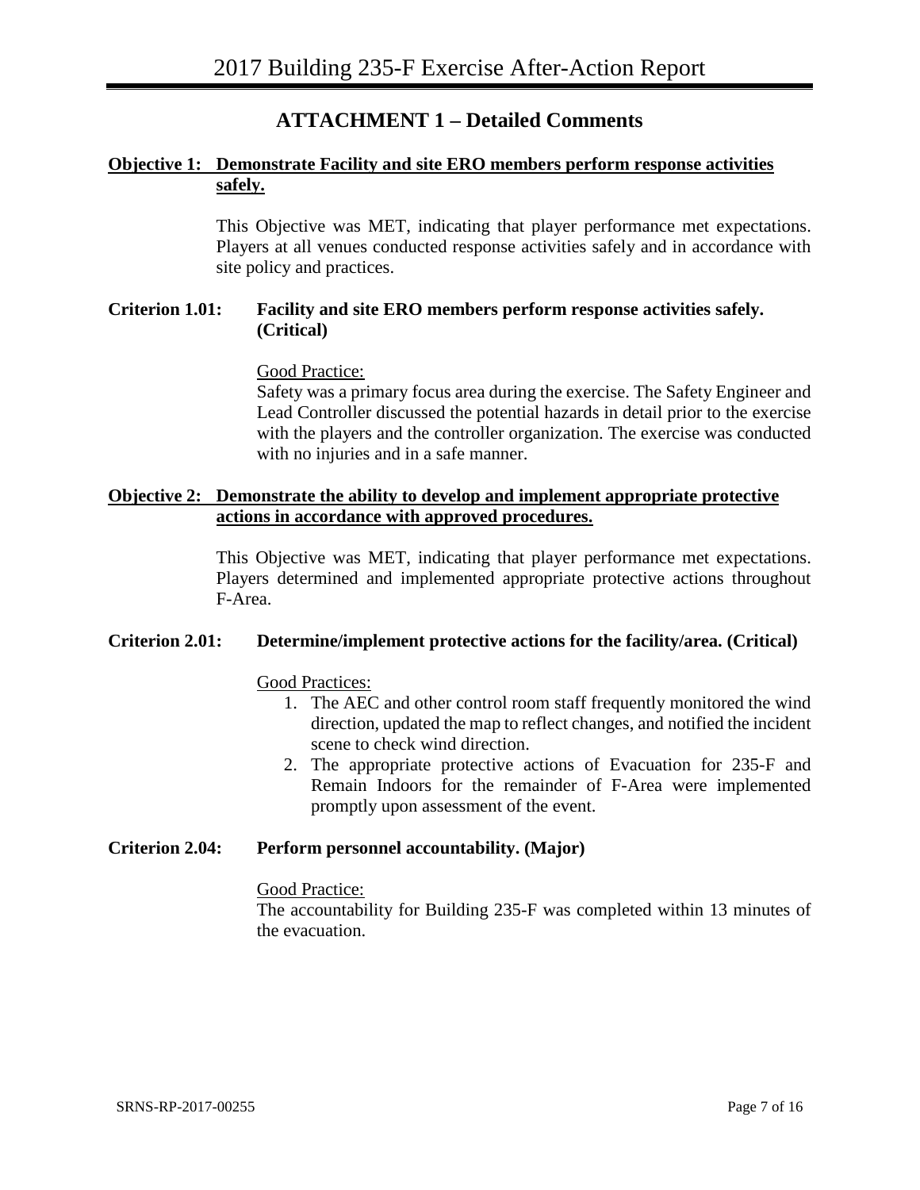# ATTACHMENT 1 – Detailed Comments

**Objective 1: Demonstrate Facility and site ERO members perform response activities safely.**

This Objective was MET, indicating that player performance met expectations. Players at all venues conducted response activities safely and in accordance with site policy and practices.

**Criterion 1.01: Facility and site ERO members perform response activities safely. (Critical)**

Good Practice:

Safety was a primary focus area during the exercise. The Safety Engineer and Lead Controller discussed the potential hazards in detail prior to the exercise with the players and the controller organization. The exercise was conducted with no injuries and in a safe manner.

**Objective 2: Demonstrate the ability to develop and implement appropriate protective actions in accordance with approved procedures.**

This Objective was MET, indicating that player performance met expectations. Players determined and implemented appropriate protective actions throughout F-Area.

**Criterion 2.01: Determine/implement protective actions for the facility/area. (Critical)**

Good Practices:

1. The AEC and other control room staff frequently monitored the wind direction, updated the map to reflect changes, and notified the incident scene to check wind direction.
2. The appropriate protective actions of Evacuation for 235-F and Remain Indoors for the remainder of F-Area were implemented promptly upon assessment of the event.

**Criterion 2.04: Perform personnel accountability. (Major)**

Good Practice:

The accountability for Building 235-F was completed within 13 minutes of the evacuation.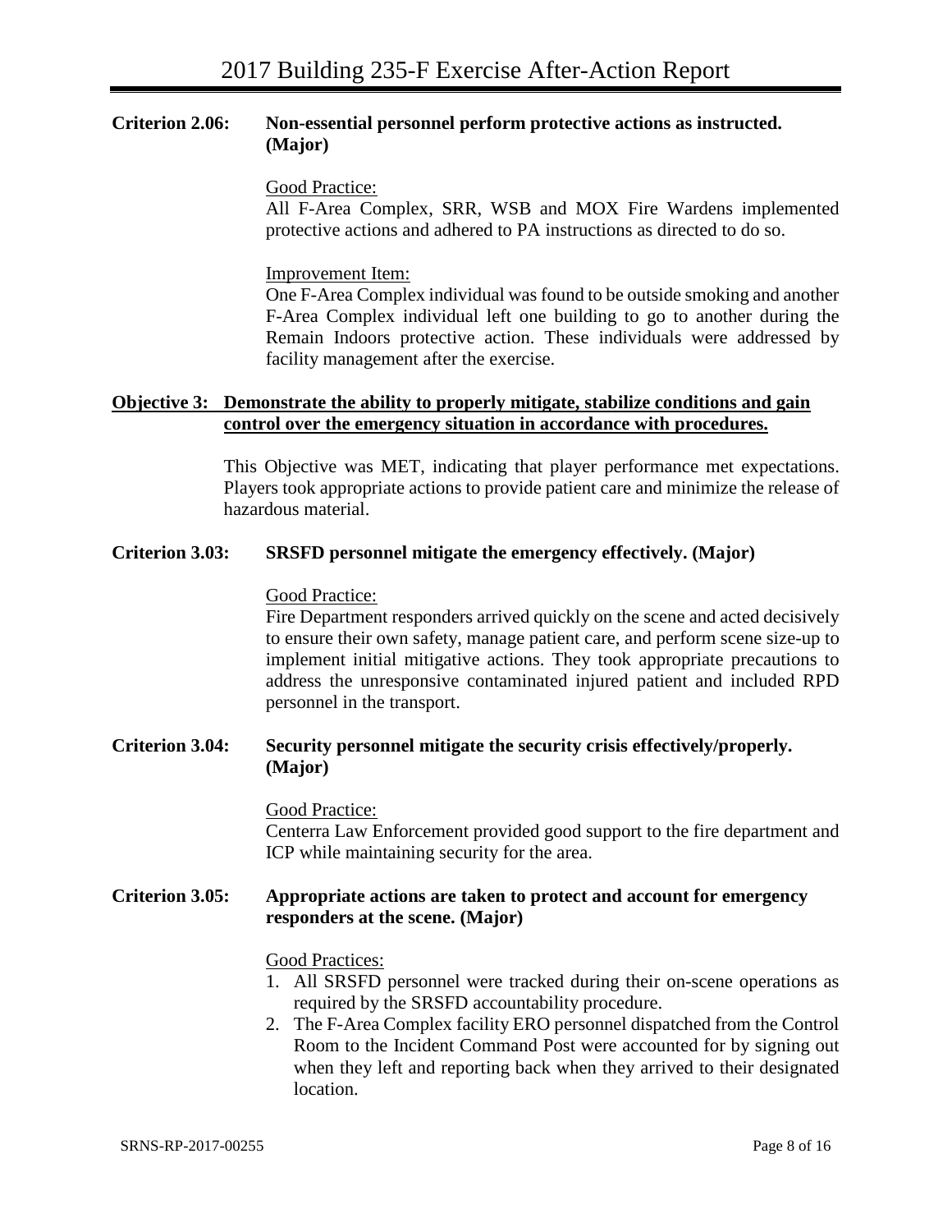**Criterion 2.06: Non-essential personnel perform protective actions as instructed. (Major)**

Good Practice:
All F-Area Complex, SRR, WSB and MOX Fire Wardens implemented protective actions and adhered to PA instructions as directed to do so.

Improvement Item:
One F-Area Complex individual was found to be outside smoking and another F-Area Complex individual left one building to go to another during the Remain Indoors protective action. These individuals were addressed by facility management after the exercise.

**Objective 3: Demonstrate the ability to properly mitigate, stabilize conditions and gain control over the emergency situation in accordance with procedures.**

This Objective was MET, indicating that player performance met expectations. Players took appropriate actions to provide patient care and minimize the release of hazardous material.

**Criterion 3.03: SRSFD personnel mitigate the emergency effectively. (Major)**

Good Practice:
Fire Department responders arrived quickly on the scene and acted decisively to ensure their own safety, manage patient care, and perform scene size-up to implement initial mitigative actions. They took appropriate precautions to address the unresponsive contaminated injured patient and included RPD personnel in the transport.

**Criterion 3.04: Security personnel mitigate the security crisis effectively/properly. (Major)**

Good Practice:
Centerra Law Enforcement provided good support to the fire department and ICP while maintaining security for the area.

**Criterion 3.05: Appropriate actions are taken to protect and account for emergency responders at the scene. (Major)**

Good Practices:

1. All SRSFD personnel were tracked during their on-scene operations as required by the SRSFD accountability procedure.
2. The F-Area Complex facility ERO personnel dispatched from the Control Room to the Incident Command Post were accounted for by signing out when they left and reporting back when they arrived to their designated location.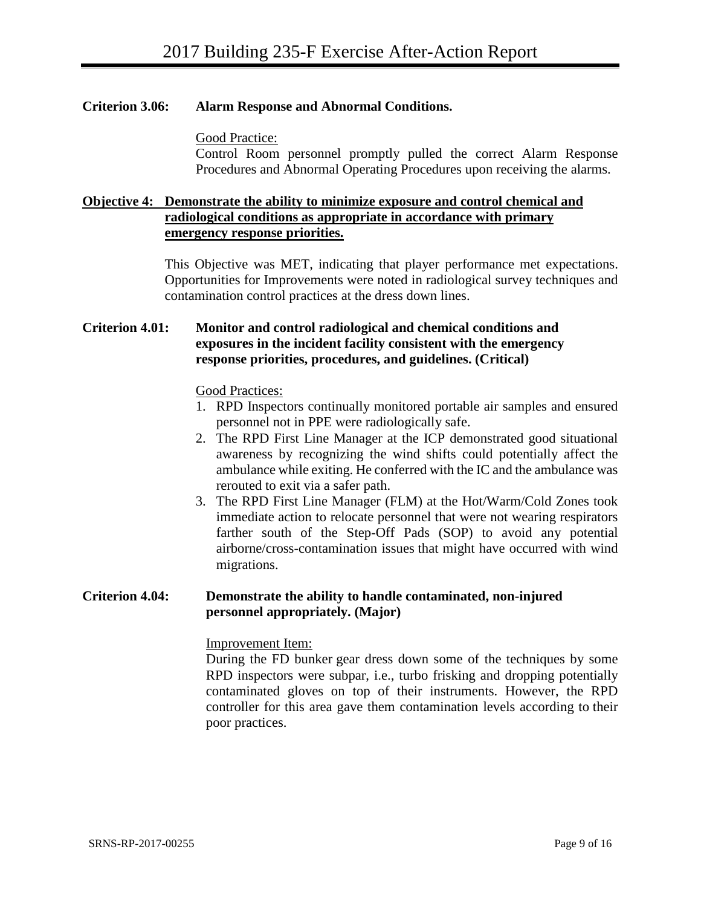**Criterion 3.06: Alarm Response and Abnormal Conditions.**

Good Practice:

Control Room personnel promptly pulled the correct Alarm Response Procedures and Abnormal Operating Procedures upon receiving the alarms.

**Objective 4: Demonstrate the ability to minimize exposure and control chemical and radiological conditions as appropriate in accordance with primary emergency response priorities.**

This Objective was MET, indicating that player performance met expectations. Opportunities for Improvements were noted in radiological survey techniques and contamination control practices at the dress down lines.

**Criterion 4.01: Monitor and control radiological and chemical conditions and exposures in the incident facility consistent with the emergency response priorities, procedures, and guidelines. (Critical)**

Good Practices:

1. RPD Inspectors continually monitored portable air samples and ensured personnel not in PPE were radiologically safe.
2. The RPD First Line Manager at the ICP demonstrated good situational awareness by recognizing the wind shifts could potentially affect the ambulance while exiting. He conferred with the IC and the ambulance was rerouted to exit via a safer path.
3. The RPD First Line Manager (FLM) at the Hot/Warm/Cold Zones took immediate action to relocate personnel that were not wearing respirators farther south of the Step-Off Pads (SOP) to avoid any potential airborne/cross-contamination issues that might have occurred with wind migrations.

**Criterion 4.04: Demonstrate the ability to handle contaminated, non-injured personnel appropriately. (Major)**

Improvement Item:

During the FD bunker gear dress down some of the techniques by some RPD inspectors were subpar, i.e., turbo frisking and dropping potentially contaminated gloves on top of their instruments. However, the RPD controller for this area gave them contamination levels according to their poor practices.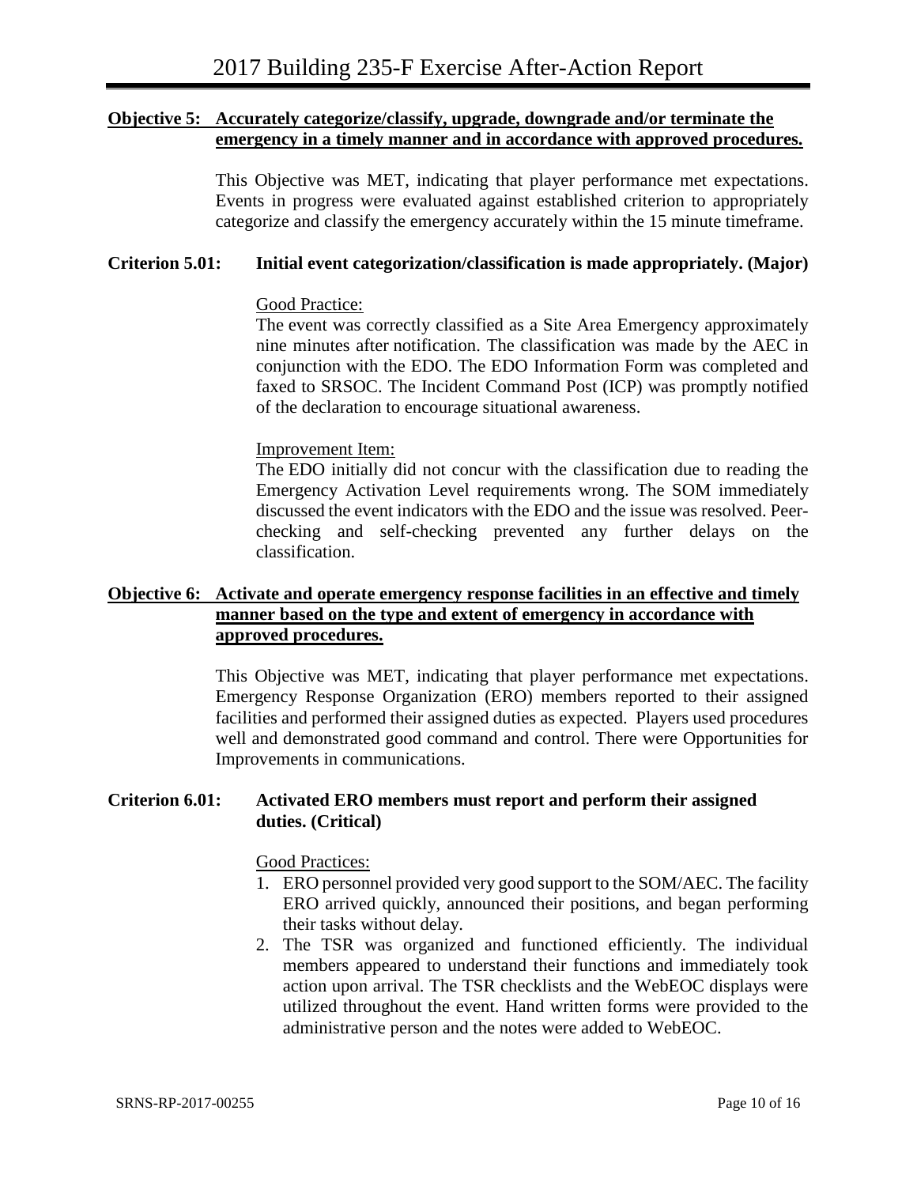**Objective 5: Accurately categorize/classify, upgrade, downgrade and/or terminate the emergency in a timely manner and in accordance with approved procedures.**

This Objective was MET, indicating that player performance met expectations. Events in progress were evaluated against established criterion to appropriately categorize and classify the emergency accurately within the 15 minute timeframe.

**Criterion 5.01: Initial event categorization/classification is made appropriately. (Major)**

Good Practice:

The event was correctly classified as a Site Area Emergency approximately nine minutes after notification. The classification was made by the AEC in conjunction with the EDO. The EDO Information Form was completed and faxed to SRSOC. The Incident Command Post (ICP) was promptly notified of the declaration to encourage situational awareness.

Improvement Item:

The EDO initially did not concur with the classification due to reading the Emergency Activation Level requirements wrong. The SOM immediately discussed the event indicators with the EDO and the issue was resolved. Peer-checking and self-checking prevented any further delays on the classification.

**Objective 6: Activate and operate emergency response facilities in an effective and timely manner based on the type and extent of emergency in accordance with approved procedures.**

This Objective was MET, indicating that player performance met expectations. Emergency Response Organization (ERO) members reported to their assigned facilities and performed their assigned duties as expected. Players used procedures well and demonstrated good command and control. There were Opportunities for Improvements in communications.

**Criterion 6.01: Activated ERO members must report and perform their assigned duties. (Critical)**

Good Practices:

1. ERO personnel provided very good support to the SOM/AEC. The facility ERO arrived quickly, announced their positions, and began performing their tasks without delay.
2. The TSR was organized and functioned efficiently. The individual members appeared to understand their functions and immediately took action upon arrival. The TSR checklists and the WebEOC displays were utilized throughout the event. Hand written forms were provided to the administrative person and the notes were added to WebEOC.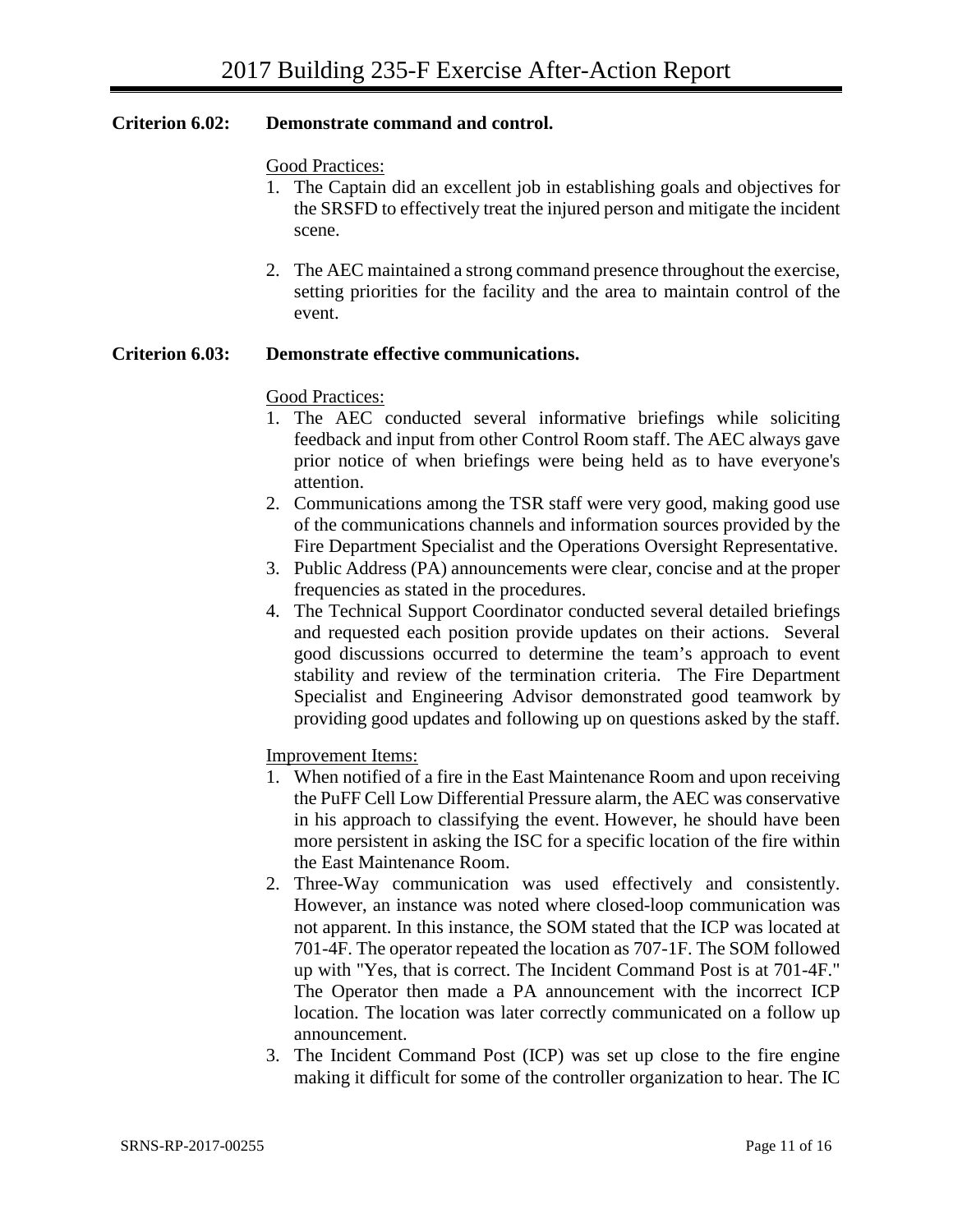**Criterion 6.02: Demonstrate command and control.**

Good Practices:

1. The Captain did an excellent job in establishing goals and objectives for the SRSFD to effectively treat the injured person and mitigate the incident scene.

2. The AEC maintained a strong command presence throughout the exercise, setting priorities for the facility and the area to maintain control of the event.

**Criterion 6.03: Demonstrate effective communications.**

Good Practices:

1. The AEC conducted several informative briefings while soliciting feedback and input from other Control Room staff. The AEC always gave prior notice of when briefings were being held as to have everyone's attention.
2. Communications among the TSR staff were very good, making good use of the communications channels and information sources provided by the Fire Department Specialist and the Operations Oversight Representative.
3. Public Address (PA) announcements were clear, concise and at the proper frequencies as stated in the procedures.
4. The Technical Support Coordinator conducted several detailed briefings and requested each position provide updates on their actions. Several good discussions occurred to determine the team's approach to event stability and review of the termination criteria. The Fire Department Specialist and Engineering Advisor demonstrated good teamwork by providing good updates and following up on questions asked by the staff.

Improvement Items:

1. When notified of a fire in the East Maintenance Room and upon receiving the PuFF Cell Low Differential Pressure alarm, the AEC was conservative in his approach to classifying the event. However, he should have been more persistent in asking the ISC for a specific location of the fire within the East Maintenance Room.
2. Three-Way communication was used effectively and consistently. However, an instance was noted where closed-loop communication was not apparent. In this instance, the SOM stated that the ICP was located at 701-4F. The operator repeated the location as 707-1F. The SOM followed up with "Yes, that is correct. The Incident Command Post is at 701-4F." The Operator then made a PA announcement with the incorrect ICP location. The location was later correctly communicated on a follow up announcement.
3. The Incident Command Post (ICP) was set up close to the fire engine making it difficult for some of the controller organization to hear. The IC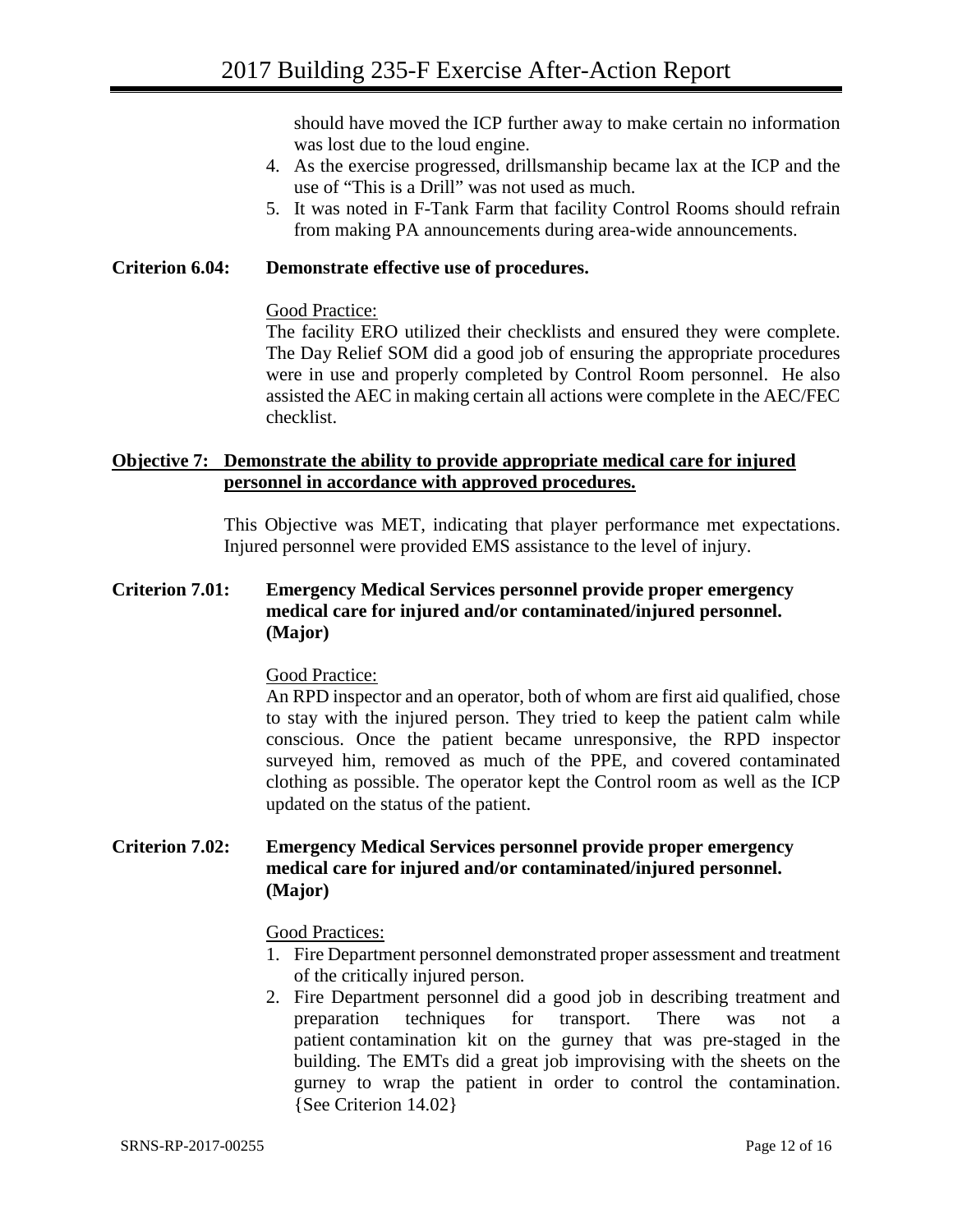should have moved the ICP further away to make certain no information was lost due to the loud engine.

4. As the exercise progressed, drillsmanship became lax at the ICP and the use of "This is a Drill" was not used as much.
5. It was noted in F-Tank Farm that facility Control Rooms should refrain from making PA announcements during area-wide announcements.

**Criterion 6.04: Demonstrate effective use of procedures.**

Good Practice:

The facility ERO utilized their checklists and ensured they were complete. The Day Relief SOM did a good job of ensuring the appropriate procedures were in use and properly completed by Control Room personnel. He also assisted the AEC in making certain all actions were complete in the AEC/FEC checklist.

**Objective 7: Demonstrate the ability to provide appropriate medical care for injured personnel in accordance with approved procedures.**

This Objective was MET, indicating that player performance met expectations. Injured personnel were provided EMS assistance to the level of injury.

**Criterion 7.01: Emergency Medical Services personnel provide proper emergency medical care for injured and/or contaminated/injured personnel. (Major)**

Good Practice:

An RPD inspector and an operator, both of whom are first aid qualified, chose to stay with the injured person. They tried to keep the patient calm while conscious. Once the patient became unresponsive, the RPD inspector surveyed him, removed as much of the PPE, and covered contaminated clothing as possible. The operator kept the Control room as well as the ICP updated on the status of the patient.

**Criterion 7.02: Emergency Medical Services personnel provide proper emergency medical care for injured and/or contaminated/injured personnel. (Major)**

Good Practices:

1. Fire Department personnel demonstrated proper assessment and treatment of the critically injured person.
2. Fire Department personnel did a good job in describing treatment and preparation techniques for transport. There was not a patient contamination kit on the gurney that was pre-staged in the building. The EMTs did a great job improvising with the sheets on the gurney to wrap the patient in order to control the contamination. {See Criterion 14.02}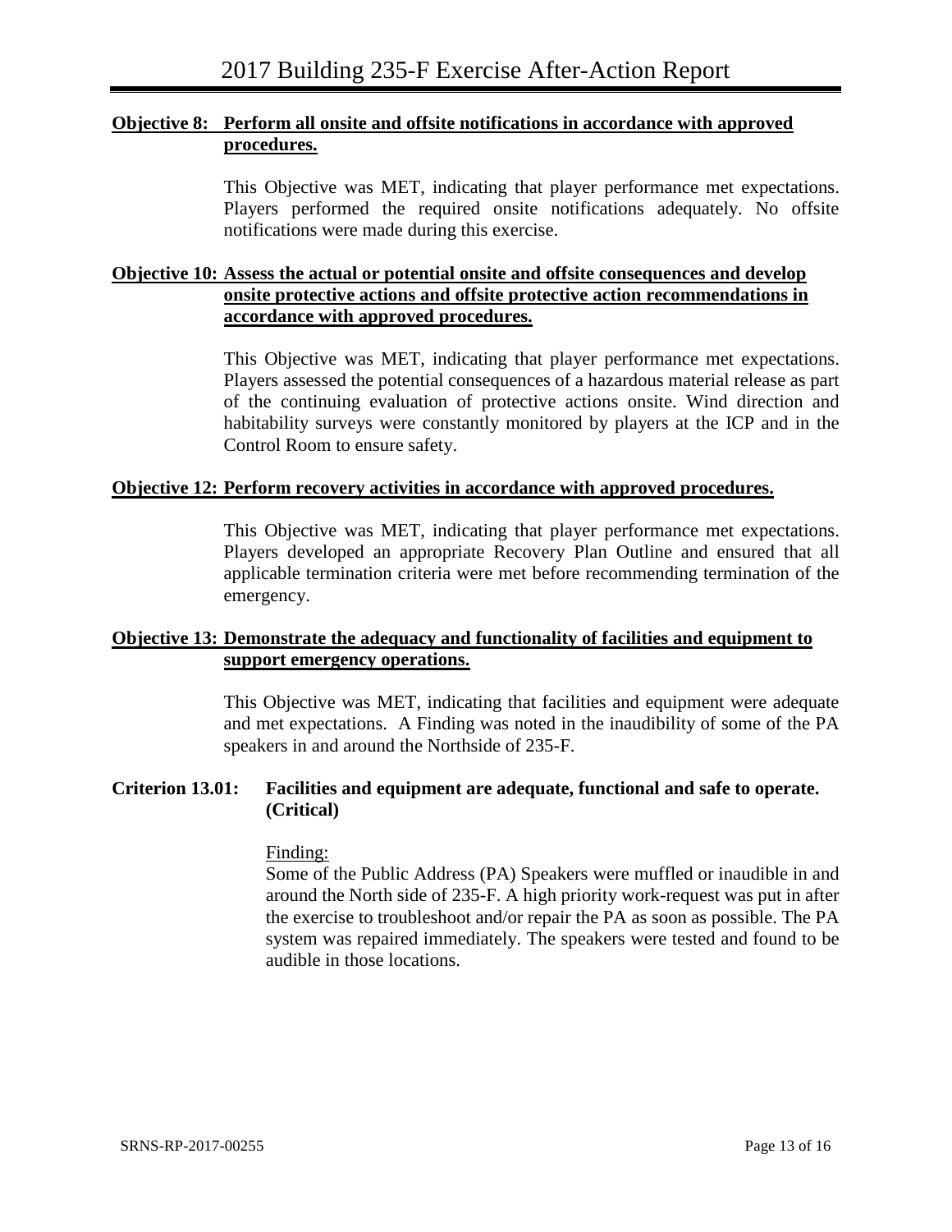**Objective 8: Perform all onsite and offsite notifications in accordance with approved procedures.**

This Objective was MET, indicating that player performance met expectations. Players performed the required onsite notifications adequately. No offsite notifications were made during this exercise.

**Objective 10: Assess the actual or potential onsite and offsite consequences and develop onsite protective actions and offsite protective action recommendations in accordance with approved procedures.**

This Objective was MET, indicating that player performance met expectations. Players assessed the potential consequences of a hazardous material release as part of the continuing evaluation of protective actions onsite. Wind direction and habitability surveys were constantly monitored by players at the ICP and in the Control Room to ensure safety.

**Objective 12: Perform recovery activities in accordance with approved procedures.**

This Objective was MET, indicating that player performance met expectations. Players developed an appropriate Recovery Plan Outline and ensured that all applicable termination criteria were met before recommending termination of the emergency.

**Objective 13: Demonstrate the adequacy and functionality of facilities and equipment to support emergency operations.**

This Objective was MET, indicating that facilities and equipment were adequate and met expectations. A Finding was noted in the inaudibility of some of the PA speakers in and around the Northside of 235-F.

**Criterion 13.01: Facilities and equipment are adequate, functional and safe to operate. (Critical)**

Finding:
Some of the Public Address (PA) Speakers were muffled or inaudible in and around the North side of 235-F. A high priority work-request was put in after the exercise to troubleshoot and/or repair the PA as soon as possible. The PA system was repaired immediately. The speakers were tested and found to be audible in those locations.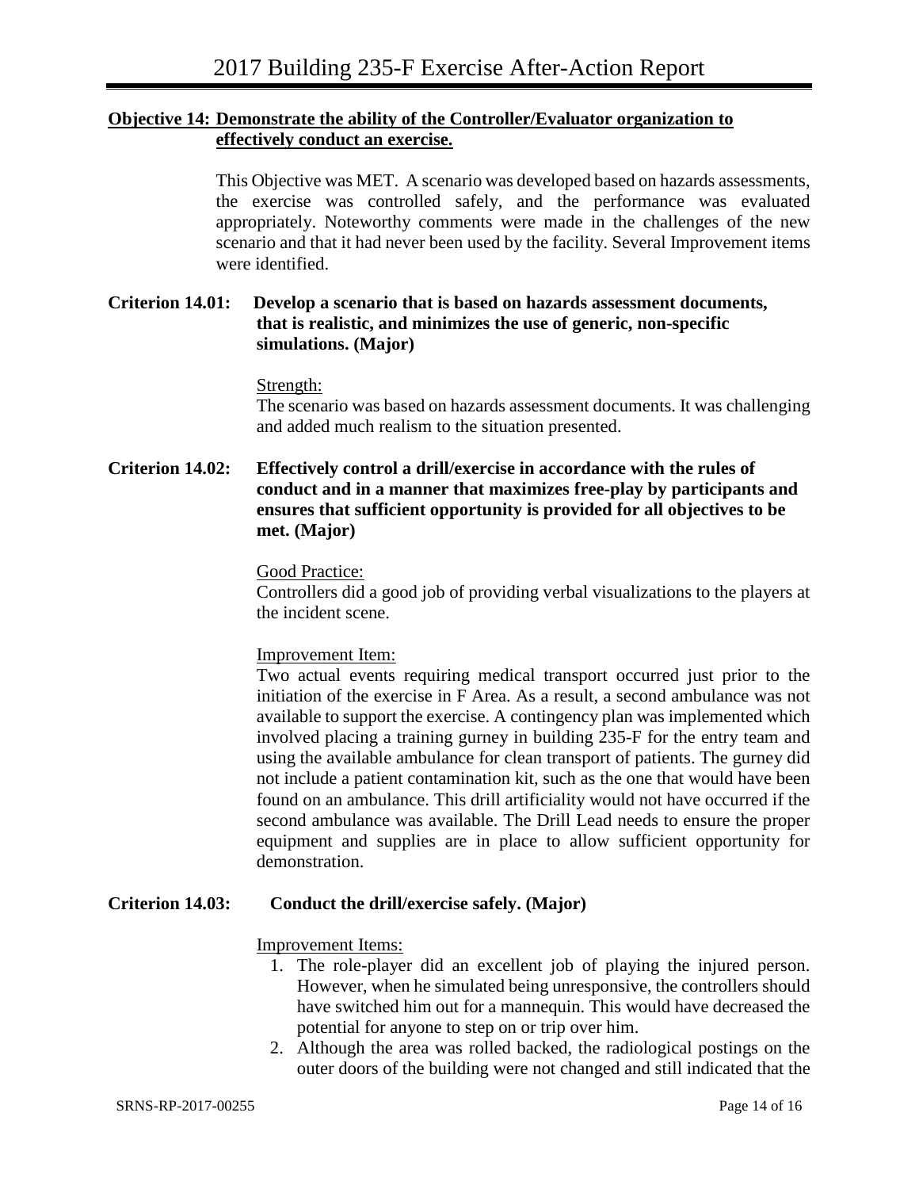**Objective 14: Demonstrate the ability of the Controller/Evaluator organization to effectively conduct an exercise.**

This Objective was MET. A scenario was developed based on hazards assessments, the exercise was controlled safely, and the performance was evaluated appropriately. Noteworthy comments were made in the challenges of the new scenario and that it had never been used by the facility. Several Improvement items were identified.

**Criterion 14.01: Develop a scenario that is based on hazards assessment documents, that is realistic, and minimizes the use of generic, non-specific simulations. (Major)**

Strength:

The scenario was based on hazards assessment documents. It was challenging and added much realism to the situation presented.

**Criterion 14.02: Effectively control a drill/exercise in accordance with the rules of conduct and in a manner that maximizes free-play by participants and ensures that sufficient opportunity is provided for all objectives to be met. (Major)**

Good Practice:

Controllers did a good job of providing verbal visualizations to the players at the incident scene.

Improvement Item:

Two actual events requiring medical transport occurred just prior to the initiation of the exercise in F Area. As a result, a second ambulance was not available to support the exercise. A contingency plan was implemented which involved placing a training gurney in building 235-F for the entry team and using the available ambulance for clean transport of patients. The gurney did not include a patient contamination kit, such as the one that would have been found on an ambulance. This drill artificiality would not have occurred if the second ambulance was available. The Drill Lead needs to ensure the proper equipment and supplies are in place to allow sufficient opportunity for demonstration.

**Criterion 14.03: Conduct the drill/exercise safely. (Major)**

Improvement Items:

1. The role-player did an excellent job of playing the injured person. However, when he simulated being unresponsive, the controllers should have switched him out for a mannequin. This would have decreased the potential for anyone to step on or trip over him.
2. Although the area was rolled backed, the radiological postings on the outer doors of the building were not changed and still indicated that the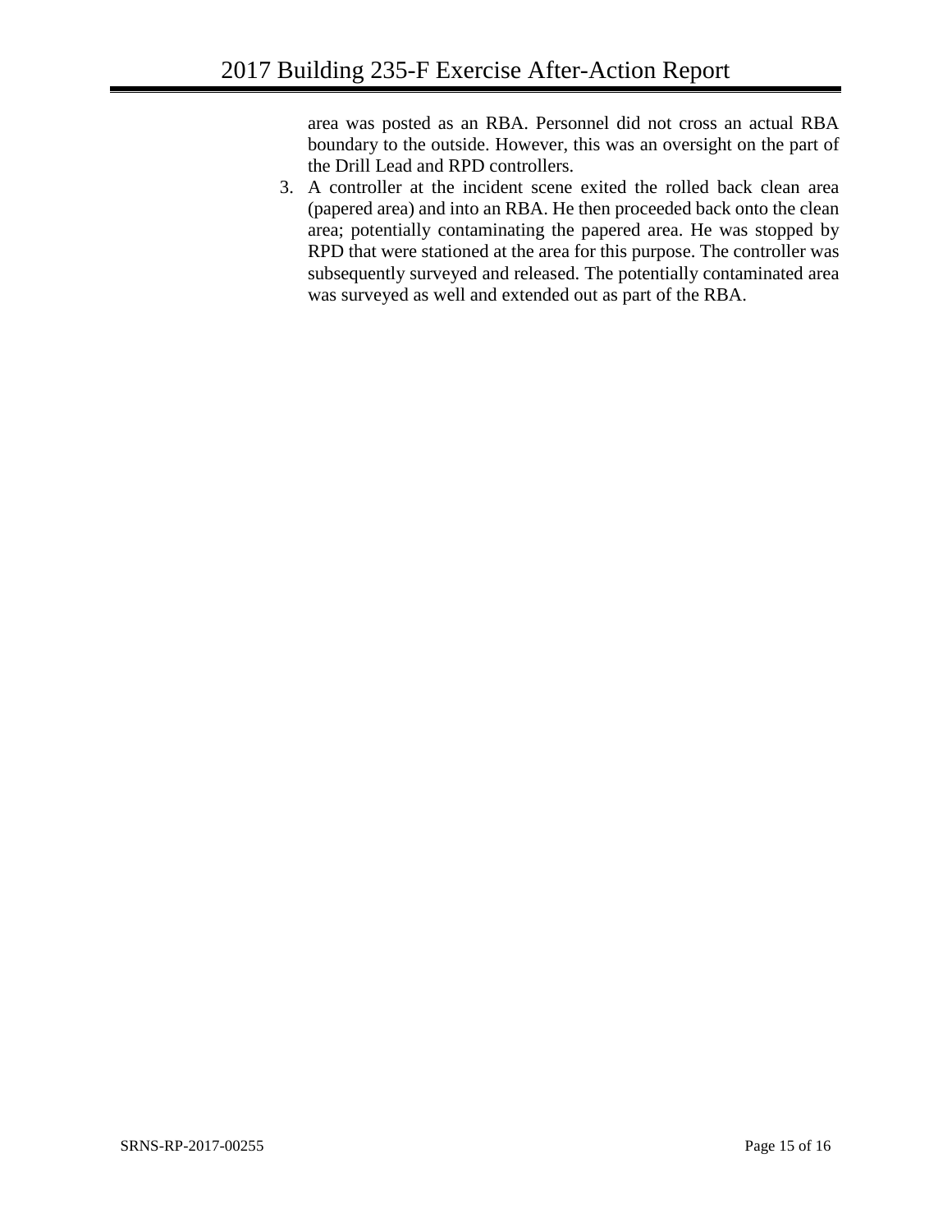area was posted as an RBA. Personnel did not cross an actual RBA boundary to the outside. However, this was an oversight on the part of the Drill Lead and RPD controllers.

3. A controller at the incident scene exited the rolled back clean area (papered area) and into an RBA. He then proceeded back onto the clean area; potentially contaminating the papered area. He was stopped by RPD that were stationed at the area for this purpose. The controller was subsequently surveyed and released. The potentially contaminated area was surveyed as well and extended out as part of the RBA.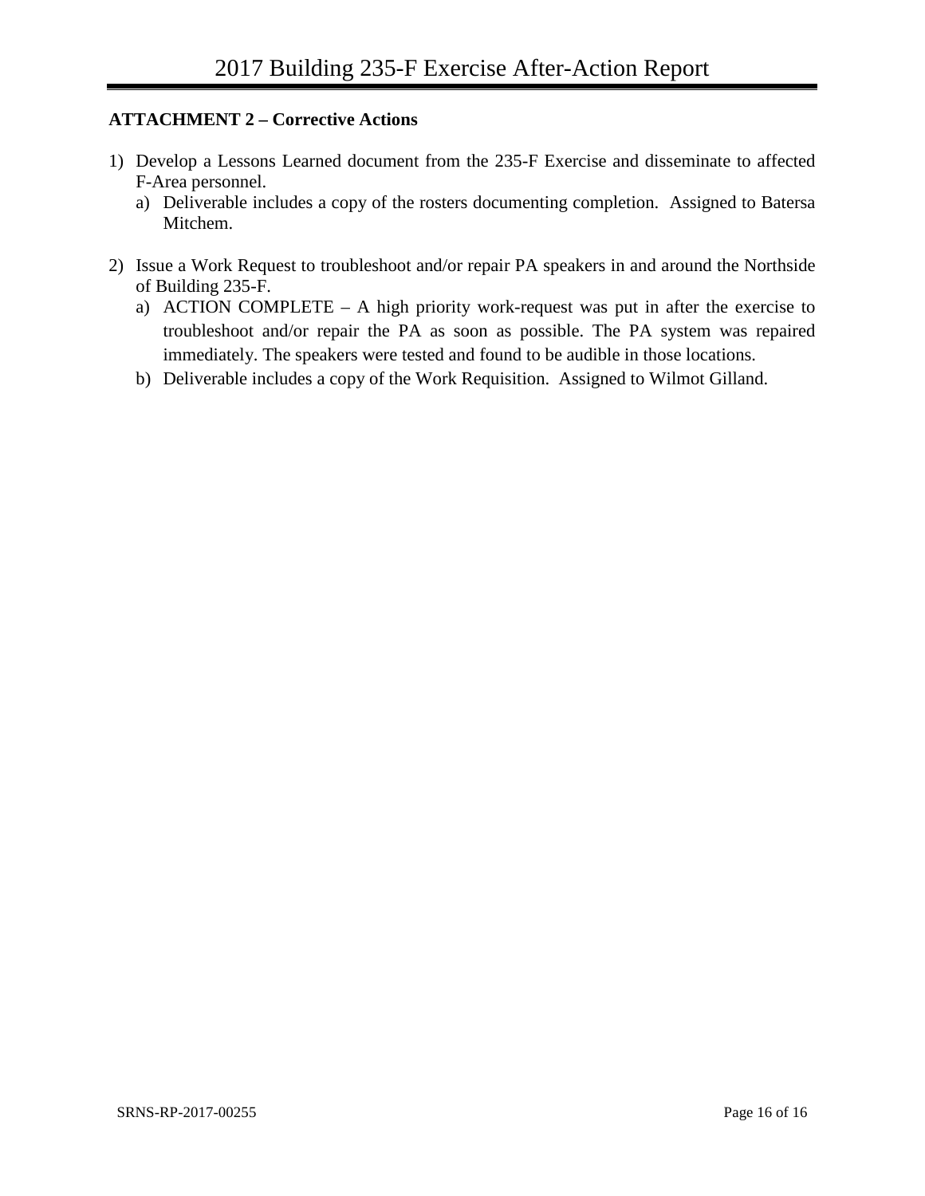**ATTACHMENT 2 – Corrective Actions**

1) Develop a Lessons Learned document from the 235-F Exercise and disseminate to affected F-Area personnel.
   a) Deliverable includes a copy of the rosters documenting completion. Assigned to Batersa Mitchem.

2) Issue a Work Request to troubleshoot and/or repair PA speakers in and around the Northside of Building 235-F.
   a) ACTION COMPLETE – A high priority work-request was put in after the exercise to troubleshoot and/or repair the PA as soon as possible. The PA system was repaired immediately. The speakers were tested and found to be audible in those locations.
   b) Deliverable includes a copy of the Work Requisition. Assigned to Wilmot Gilland.